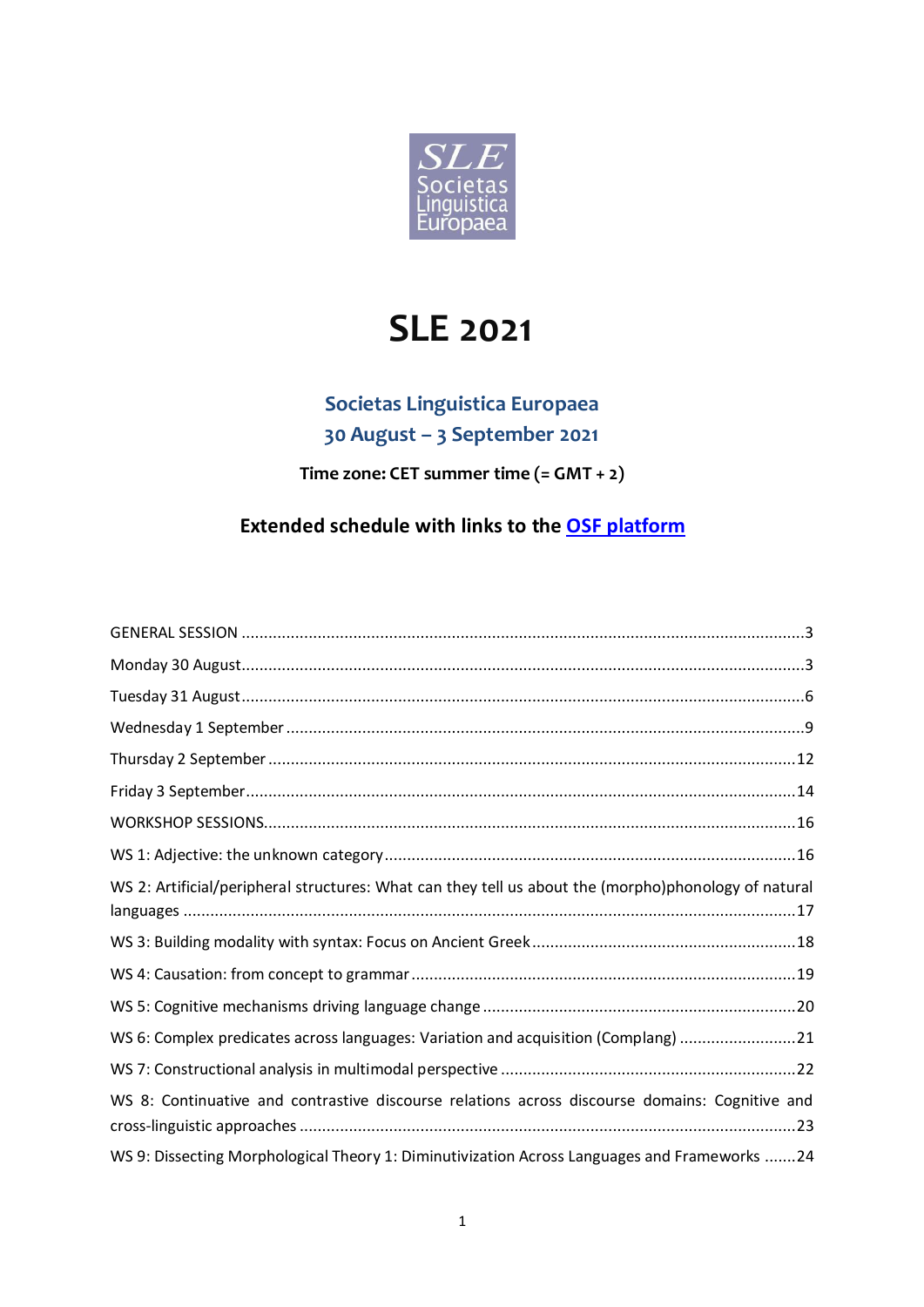SLE Societas Linguistica Europaea

# SLE 2021

## Societas Linguistica Europaea
## 30 August – 3 September 2021

**Time zone: CET summer time (= GMT + 2)**

**Extended schedule with links to the OSF platform**

GENERAL SESSION ............................................................................................3
Monday 30 August............................................................................................3
Tuesday 31 August............................................................................................6
Wednesday 1 September ....................................................................................9
Thursday 2 September ......................................................................................12
Friday 3 September..........................................................................................14
WORKSHOP SESSIONS......................................................................................16
WS 1: Adjective: the unknown category ...............................................................16
WS 2: Artificial/peripheral structures: What can they tell us about the (morpho)phonology of natural languages .......................................................................................................17
WS 3: Building modality with syntax: Focus on Ancient Greek ...............................18
WS 4: Causation: from concept to grammar .........................................................19
WS 5: Cognitive mechanisms driving language change .........................................20
WS 6: Complex predicates across languages: Variation and acquisition (Complang) ..........21
WS 7: Constructional analysis in multimodal perspective .......................................22
WS 8: Continuative and contrastive discourse relations across discourse domains: Cognitive and cross-linguistic approaches .....................................................................................23
WS 9: Dissecting Morphological Theory 1: Diminutivization Across Languages and Frameworks .......24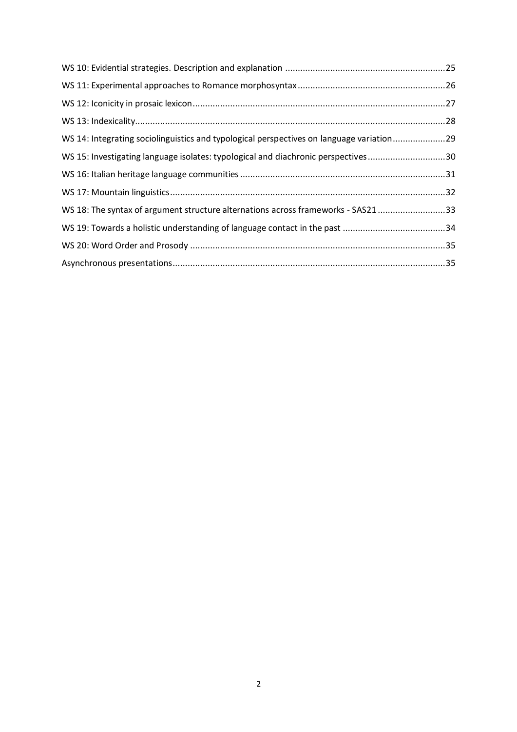WS 10: Evidential strategies. Description and explanation ....................................................................25

WS 11: Experimental approaches to Romance morphosyntax ...........................................................26

WS 12: Iconicity in prosaic lexicon .....................................................................................................27

WS 13: Indexicality ............................................................................................................................28

WS 14: Integrating sociolinguistics and typological perspectives on language variation .....................29

WS 15: Investigating language isolates: typological and diachronic perspectives ...............................30

WS 16: Italian heritage language communities ..................................................................................31

WS 17: Mountain linguistics ..............................................................................................................32

WS 18: The syntax of argument structure alternations across frameworks - SAS21 ...........................33

WS 19: Towards a holistic understanding of language contact in the past .........................................34

WS 20: Word Order and Prosody .......................................................................................................35

Asynchronous presentations ..............................................................................................................35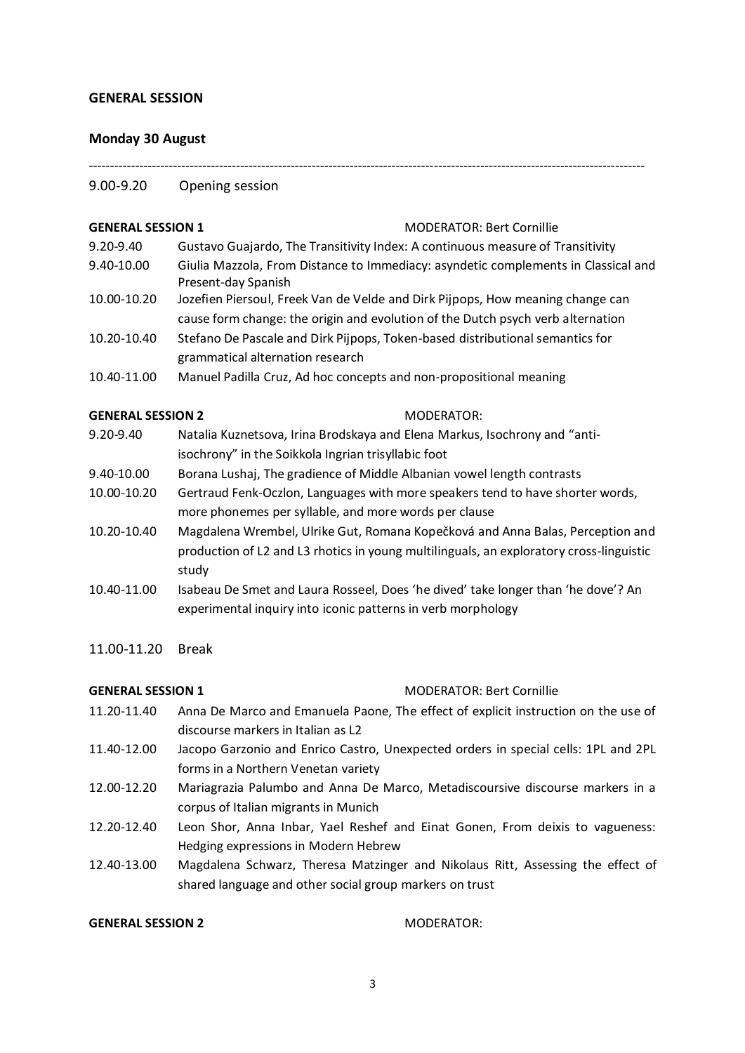**GENERAL SESSION**

**Monday 30 August**

---

9.00-9.20 Opening session

**GENERAL SESSION 1** MODERATOR: Bert Cornillie

| | |
|---|---|
| 9.20-9.40 | Gustavo Guajardo, The Transitivity Index: A continuous measure of Transitivity |
| 9.40-10.00 | Giulia Mazzola, From Distance to Immediacy: asyndetic complements in Classical and Present-day Spanish |
| 10.00-10.20 | Jozefien Piersoul, Freek Van de Velde and Dirk Pijpops, How meaning change can cause form change: the origin and evolution of the Dutch psych verb alternation |
| 10.20-10.40 | Stefano De Pascale and Dirk Pijpops, Token-based distributional semantics for grammatical alternation research |
| 10.40-11.00 | Manuel Padilla Cruz, Ad hoc concepts and non-propositional meaning |

**GENERAL SESSION 2** MODERATOR:

| | |
|---|---|
| 9.20-9.40 | Natalia Kuznetsova, Irina Brodskaya and Elena Markus, Isochrony and “anti-isochrony” in the Soikkola Ingrian trisyllabic foot |
| 9.40-10.00 | Borana Lushaj, The gradience of Middle Albanian vowel length contrasts |
| 10.00-10.20 | Gertraud Fenk-Oczlon, Languages with more speakers tend to have shorter words, more phonemes per syllable, and more words per clause |
| 10.20-10.40 | Magdalena Wrembel, Ulrike Gut, Romana Kopečková and Anna Balas, Perception and production of L2 and L3 rhotics in young multilinguals, an exploratory cross-linguistic study |
| 10.40-11.00 | Isabeau De Smet and Laura Rosseel, Does ‘he dived’ take longer than ‘he dove’? An experimental inquiry into iconic patterns in verb morphology |

11.00-11.20 Break

**GENERAL SESSION 1** MODERATOR: Bert Cornillie

| | |
|---|---|
| 11.20-11.40 | Anna De Marco and Emanuela Paone, The effect of explicit instruction on the use of discourse markers in Italian as L2 |
| 11.40-12.00 | Jacopo Garzonio and Enrico Castro, Unexpected orders in special cells: 1PL and 2PL forms in a Northern Venetan variety |
| 12.00-12.20 | Mariagrazia Palumbo and Anna De Marco, Metadiscoursive discourse markers in a corpus of Italian migrants in Munich |
| 12.20-12.40 | Leon Shor, Anna Inbar, Yael Reshef and Einat Gonen, From deixis to vagueness: Hedging expressions in Modern Hebrew |
| 12.40-13.00 | Magdalena Schwarz, Theresa Matzinger and Nikolaus Ritt, Assessing the effect of shared language and other social group markers on trust |

**GENERAL SESSION 2** MODERATOR: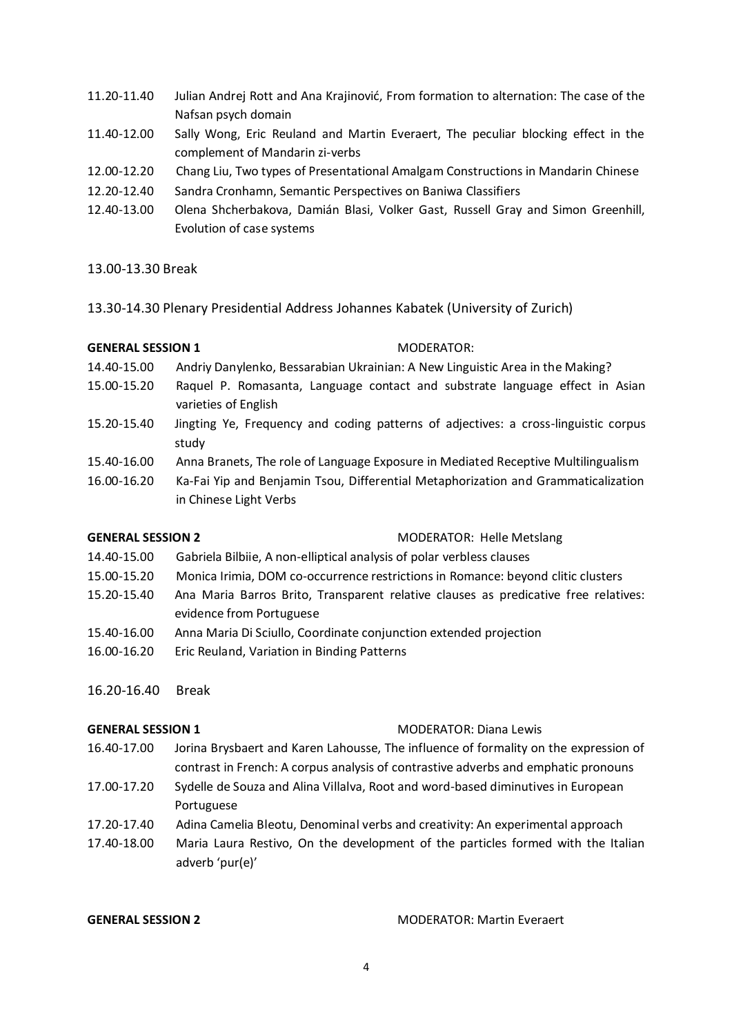11.20-11.40 Julian Andrej Rott and Ana Krajinović, From formation to alternation: The case of the Nafsan psych domain

11.40-12.00 Sally Wong, Eric Reuland and Martin Everaert, The peculiar blocking effect in the complement of Mandarin zi-verbs

12.00-12.20 Chang Liu, Two types of Presentational Amalgam Constructions in Mandarin Chinese

12.20-12.40 Sandra Cronhamn, Semantic Perspectives on Baniwa Classifiers

12.40-13.00 Olena Shcherbakova, Damián Blasi, Volker Gast, Russell Gray and Simon Greenhill, Evolution of case systems

13.00-13.30 Break

13.30-14.30 Plenary Presidential Address Johannes Kabatek (University of Zurich)

**GENERAL SESSION 1** MODERATOR:

14.40-15.00 Andriy Danylenko, Bessarabian Ukrainian: A New Linguistic Area in the Making?

15.00-15.20 Raquel P. Romasanta, Language contact and substrate language effect in Asian varieties of English

15.20-15.40 Jingting Ye, Frequency and coding patterns of adjectives: a cross-linguistic corpus study

15.40-16.00 Anna Branets, The role of Language Exposure in Mediated Receptive Multilingualism

16.00-16.20 Ka-Fai Yip and Benjamin Tsou, Differential Metaphorization and Grammaticalization in Chinese Light Verbs

**GENERAL SESSION 2** MODERATOR: Helle Metslang

14.40-15.00 Gabriela Bilbiie, A non-elliptical analysis of polar verbless clauses

15.00-15.20 Monica Irimia, DOM co-occurrence restrictions in Romance: beyond clitic clusters

15.20-15.40 Ana Maria Barros Brito, Transparent relative clauses as predicative free relatives: evidence from Portuguese

15.40-16.00 Anna Maria Di Sciullo, Coordinate conjunction extended projection

16.00-16.20 Eric Reuland, Variation in Binding Patterns

16.20-16.40 Break

**GENERAL SESSION 1** MODERATOR: Diana Lewis

16.40-17.00 Jorina Brysbaert and Karen Lahousse, The influence of formality on the expression of contrast in French: A corpus analysis of contrastive adverbs and emphatic pronouns

17.00-17.20 Sydelle de Souza and Alina Villalva, Root and word-based diminutives in European Portuguese

17.20-17.40 Adina Camelia Bleotu, Denominal verbs and creativity: An experimental approach

17.40-18.00 Maria Laura Restivo, On the development of the particles formed with the Italian adverb 'pur(e)'

**GENERAL SESSION 2** MODERATOR: Martin Everaert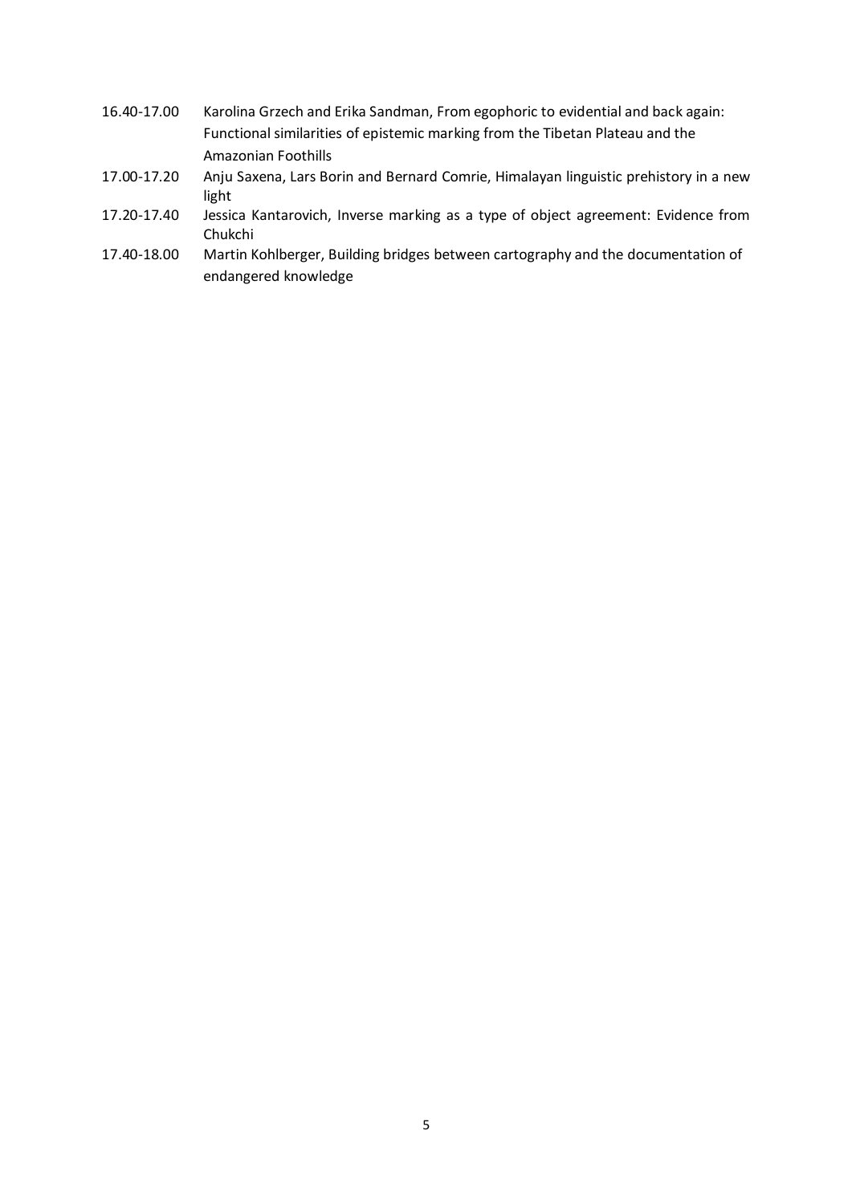16.40-17.00 Karolina Grzech and Erika Sandman, From egophoric to evidential and back again: Functional similarities of epistemic marking from the Tibetan Plateau and the Amazonian Foothills

17.00-17.20 Anju Saxena, Lars Borin and Bernard Comrie, Himalayan linguistic prehistory in a new light

17.20-17.40 Jessica Kantarovich, Inverse marking as a type of object agreement: Evidence from Chukchi

17.40-18.00 Martin Kohlberger, Building bridges between cartography and the documentation of endangered knowledge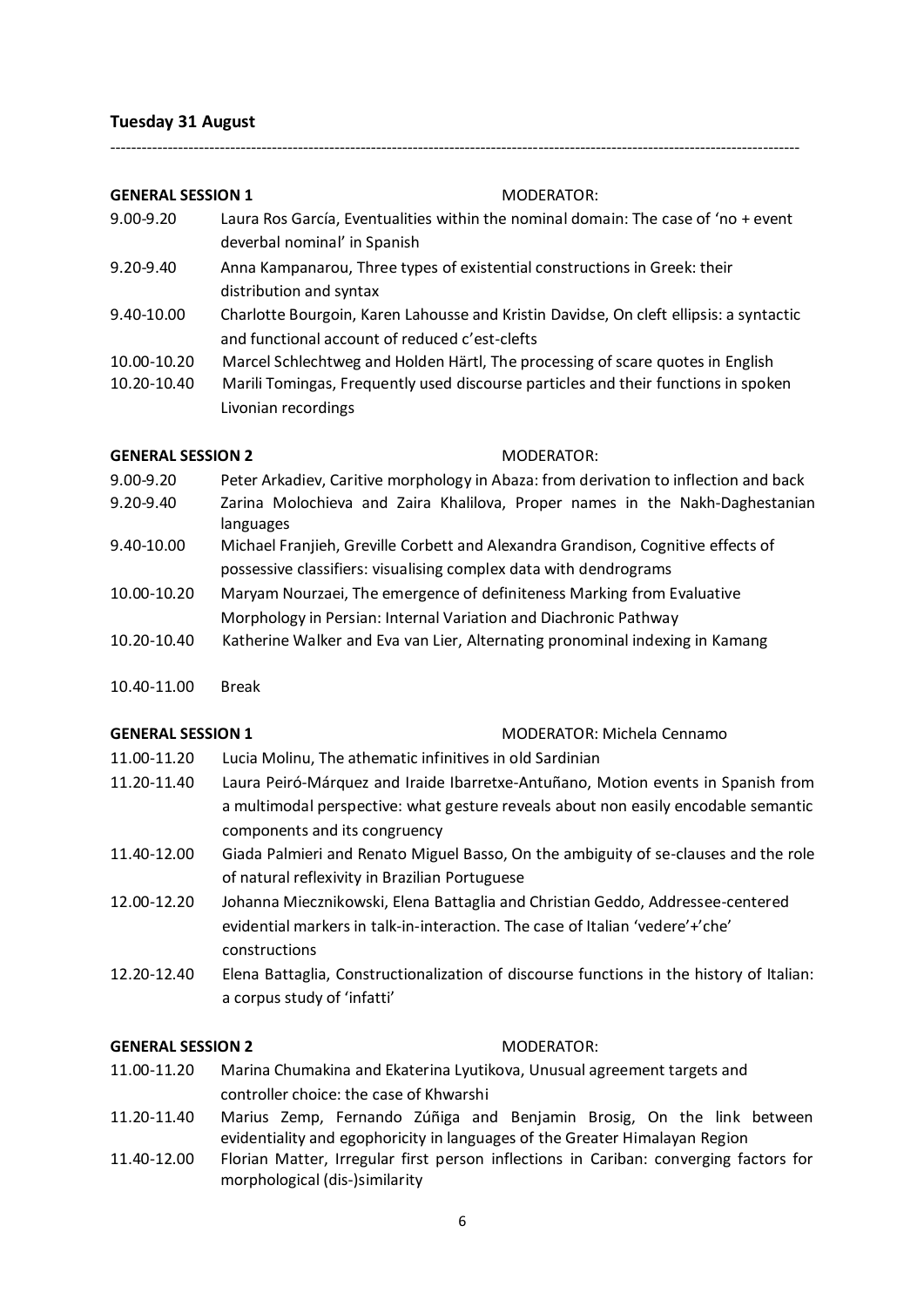**Tuesday 31 August**

---

**GENERAL SESSION 1** MODERATOR:

9.00-9.20 Laura Ros García, Eventualities within the nominal domain: The case of 'no + event deverbal nominal' in Spanish

9.20-9.40 Anna Kampanarou, Three types of existential constructions in Greek: their distribution and syntax

9.40-10.00 Charlotte Bourgoin, Karen Lahousse and Kristin Davidse, On cleft ellipsis: a syntactic and functional account of reduced c'est-clefts

10.00-10.20 Marcel Schlechtweg and Holden Härtl, The processing of scare quotes in English

10.20-10.40 Marili Tomingas, Frequently used discourse particles and their functions in spoken Livonian recordings

**GENERAL SESSION 2** MODERATOR:

9.00-9.20 Peter Arkadiev, Caritive morphology in Abaza: from derivation to inflection and back

9.20-9.40 Zarina Molochieva and Zaira Khalilova, Proper names in the Nakh-Daghestanian languages

9.40-10.00 Michael Franjieh, Greville Corbett and Alexandra Grandison, Cognitive effects of possessive classifiers: visualising complex data with dendrograms

10.00-10.20 Maryam Nourzaei, The emergence of definiteness Marking from Evaluative Morphology in Persian: Internal Variation and Diachronic Pathway

10.20-10.40 Katherine Walker and Eva van Lier, Alternating pronominal indexing in Kamang

10.40-11.00 Break

**GENERAL SESSION 1** MODERATOR: Michela Cennamo

11.00-11.20 Lucia Molinu, The athematic infinitives in old Sardinian

11.20-11.40 Laura Peiró-Márquez and Iraide Ibarretxe-Antuñano, Motion events in Spanish from a multimodal perspective: what gesture reveals about non easily encodable semantic components and its congruency

11.40-12.00 Giada Palmieri and Renato Miguel Basso, On the ambiguity of se-clauses and the role of natural reflexivity in Brazilian Portuguese

12.00-12.20 Johanna Miecznikowski, Elena Battaglia and Christian Geddo, Addressee-centered evidential markers in talk-in-interaction. The case of Italian 'vedere'+'che' constructions

12.20-12.40 Elena Battaglia, Constructionalization of discourse functions in the history of Italian: a corpus study of 'infatti'

**GENERAL SESSION 2** MODERATOR:

11.00-11.20 Marina Chumakina and Ekaterina Lyutikova, Unusual agreement targets and controller choice: the case of Khwarshi

11.20-11.40 Marius Zemp, Fernando Zúñiga and Benjamin Brosig, On the link between evidentiality and egophoricity in languages of the Greater Himalayan Region

11.40-12.00 Florian Matter, Irregular first person inflections in Cariban: converging factors for morphological (dis-)similarity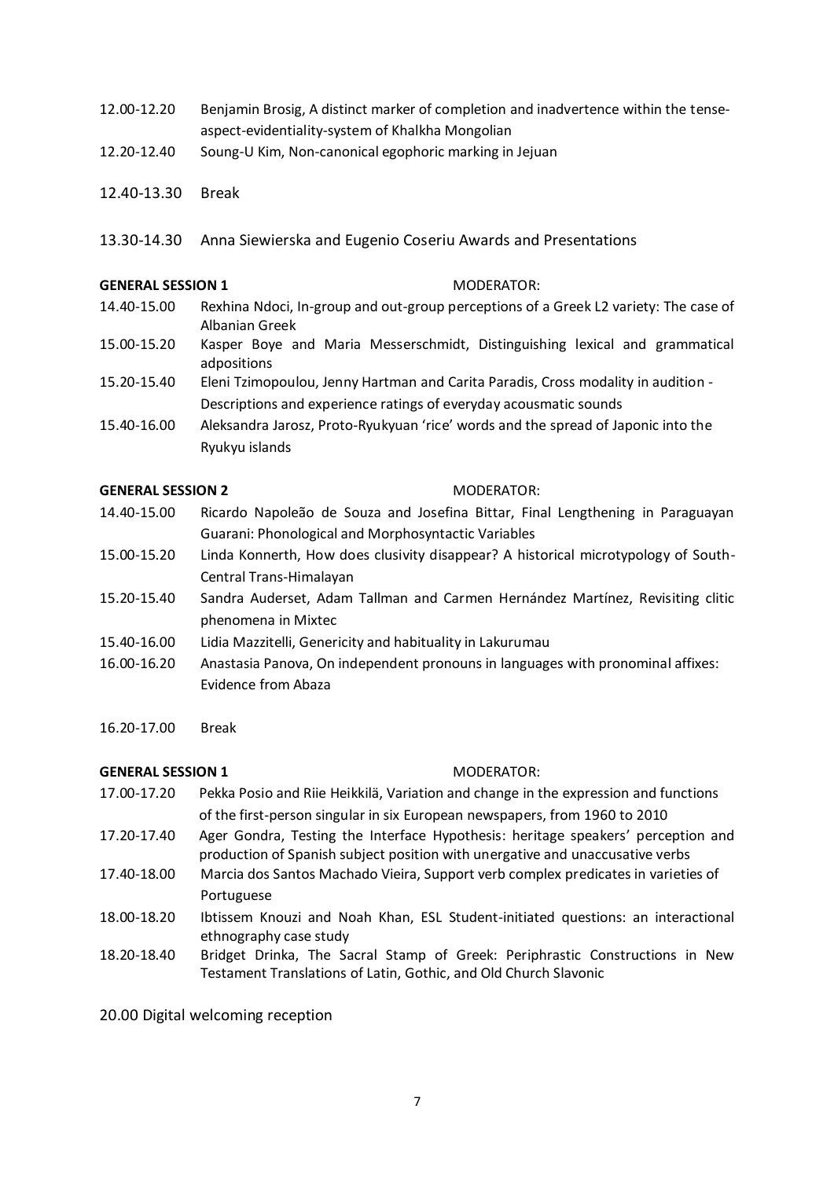12.00-12.20 Benjamin Brosig, A distinct marker of completion and inadvertence within the tense-aspect-evidentiality-system of Khalkha Mongolian

12.20-12.40 Soung-U Kim, Non-canonical egophoric marking in Jejuan

12.40-13.30 Break

13.30-14.30 Anna Siewierska and Eugenio Coseriu Awards and Presentations

**GENERAL SESSION 1** MODERATOR:

14.40-15.00 Rexhina Ndoci, In-group and out-group perceptions of a Greek L2 variety: The case of Albanian Greek

15.00-15.20 Kasper Boye and Maria Messerschmidt, Distinguishing lexical and grammatical adpositions

15.20-15.40 Eleni Tzimopoulou, Jenny Hartman and Carita Paradis, Cross modality in audition - Descriptions and experience ratings of everyday acousmatic sounds

15.40-16.00 Aleksandra Jarosz, Proto-Ryukyuan 'rice' words and the spread of Japonic into the Ryukyu islands

**GENERAL SESSION 2** MODERATOR:

14.40-15.00 Ricardo Napoleão de Souza and Josefina Bittar, Final Lengthening in Paraguayan Guarani: Phonological and Morphosyntactic Variables

15.00-15.20 Linda Konnerth, How does clusivity disappear? A historical microtypology of South-Central Trans-Himalayan

15.20-15.40 Sandra Auderset, Adam Tallman and Carmen Hernández Martínez, Revisiting clitic phenomena in Mixtec

15.40-16.00 Lidia Mazzitelli, Genericity and habituality in Lakurumau

16.00-16.20 Anastasia Panova, On independent pronouns in languages with pronominal affixes: Evidence from Abaza

16.20-17.00 Break

**GENERAL SESSION 1** MODERATOR:

17.00-17.20 Pekka Posio and Riie Heikkilä, Variation and change in the expression and functions of the first-person singular in six European newspapers, from 1960 to 2010

17.20-17.40 Ager Gondra, Testing the Interface Hypothesis: heritage speakers' perception and production of Spanish subject position with unergative and unaccusative verbs

17.40-18.00 Marcia dos Santos Machado Vieira, Support verb complex predicates in varieties of Portuguese

18.00-18.20 Ibtissem Knouzi and Noah Khan, ESL Student-initiated questions: an interactional ethnography case study

18.20-18.40 Bridget Drinka, The Sacral Stamp of Greek: Periphrastic Constructions in New Testament Translations of Latin, Gothic, and Old Church Slavonic

20.00 Digital welcoming reception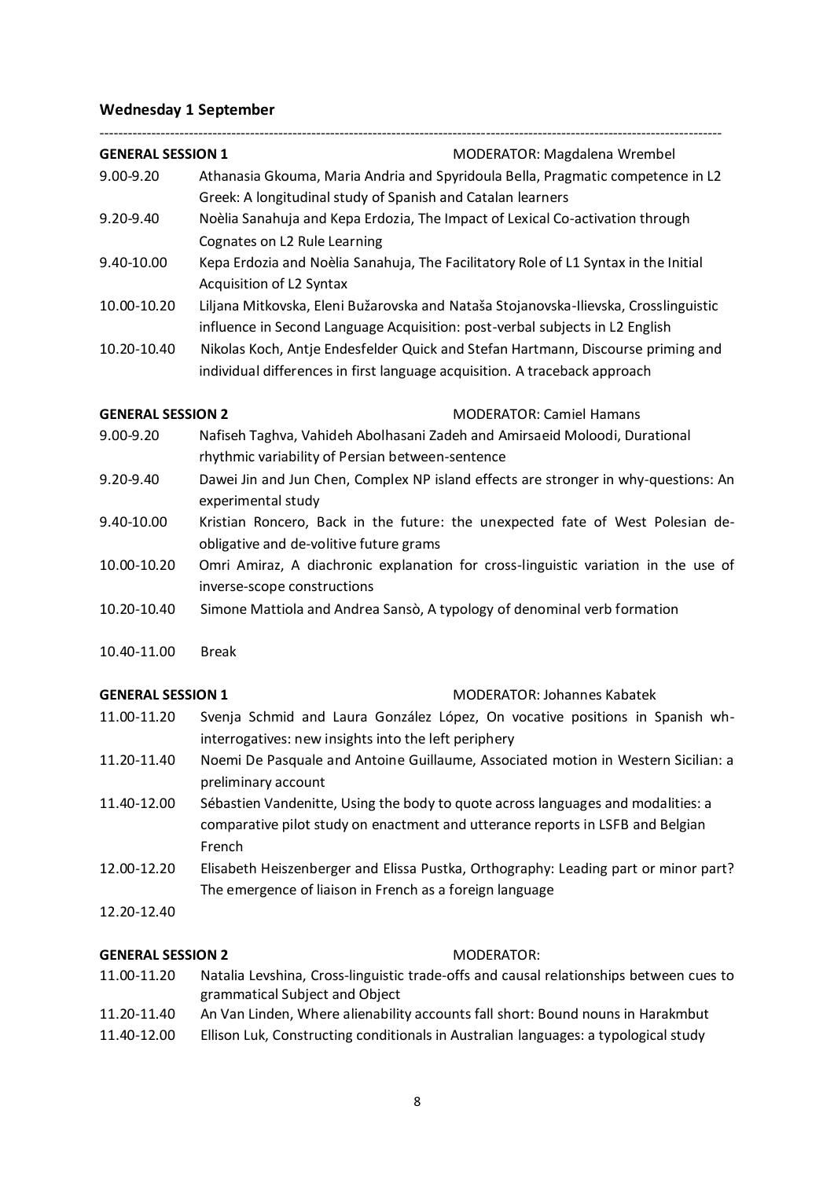### Wednesday 1 September

---

**GENERAL SESSION 1** MODERATOR: Magdalena Wrembel

| | |
|---|---|
| 9.00-9.20 | Athanasia Gkouma, Maria Andria and Spyridoula Bella, Pragmatic competence in L2 Greek: A longitudinal study of Spanish and Catalan learners |
| 9.20-9.40 | Noèlia Sanahuja and Kepa Erdozia, The Impact of Lexical Co-activation through Cognates on L2 Rule Learning |
| 9.40-10.00 | Kepa Erdozia and Noèlia Sanahuja, The Facilitatory Role of L1 Syntax in the Initial Acquisition of L2 Syntax |
| 10.00-10.20 | Liljana Mitkovska, Eleni Bužarovska and Nataša Stojanovska-Ilievska, Crosslinguistic influence in Second Language Acquisition: post-verbal subjects in L2 English |
| 10.20-10.40 | Nikolas Koch, Antje Endesfelder Quick and Stefan Hartmann, Discourse priming and individual differences in first language acquisition. A traceback approach |

**GENERAL SESSION 2** MODERATOR: Camiel Hamans

| | |
|---|---|
| 9.00-9.20 | Nafiseh Taghva, Vahideh Abolhasani Zadeh and Amirsaeid Moloodi, Durational rhythmic variability of Persian between-sentence |
| 9.20-9.40 | Dawei Jin and Jun Chen, Complex NP island effects are stronger in why-questions: An experimental study |
| 9.40-10.00 | Kristian Roncero, Back in the future: the unexpected fate of West Polesian de-obligative and de-volitive future grams |
| 10.00-10.20 | Omri Amiraz, A diachronic explanation for cross-linguistic variation in the use of inverse-scope constructions |
| 10.20-10.40 | Simone Mattiola and Andrea Sansò, A typology of denominal verb formation |

| | |
|---|---|
| 10.40-11.00 | Break |

**GENERAL SESSION 1** MODERATOR: Johannes Kabatek

| | |
|---|---|
| 11.00-11.20 | Svenja Schmid and Laura González López, On vocative positions in Spanish wh-interrogatives: new insights into the left periphery |
| 11.20-11.40 | Noemi De Pasquale and Antoine Guillaume, Associated motion in Western Sicilian: a preliminary account |
| 11.40-12.00 | Sébastien Vandenitte, Using the body to quote across languages and modalities: a comparative pilot study on enactment and utterance reports in LSFB and Belgian French |
| 12.00-12.20 | Elisabeth Heiszenberger and Elissa Pustka, Orthography: Leading part or minor part? The emergence of liaison in French as a foreign language |
| 12.20-12.40 | |

**GENERAL SESSION 2** MODERATOR:

| | |
|---|---|
| 11.00-11.20 | Natalia Levshina, Cross-linguistic trade-offs and causal relationships between cues to grammatical Subject and Object |
| 11.20-11.40 | An Van Linden, Where alienability accounts fall short: Bound nouns in Harakmbut |
| 11.40-12.00 | Ellison Luk, Constructing conditionals in Australian languages: a typological study |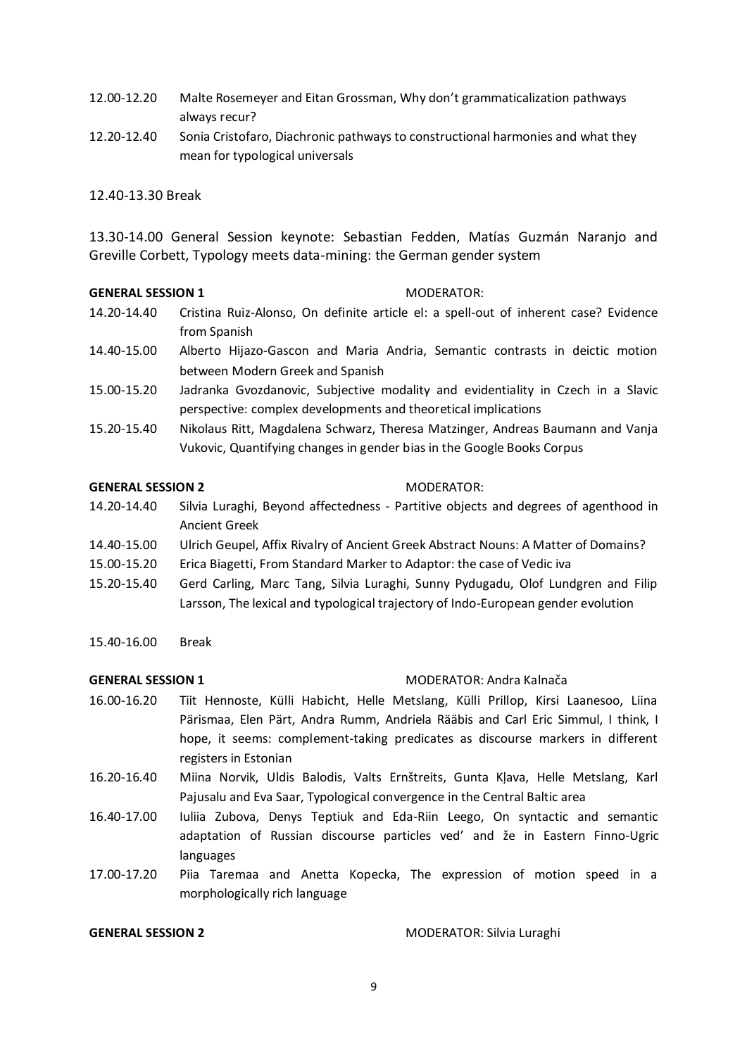12.00-12.20 Malte Rosemeyer and Eitan Grossman, Why don't grammaticalization pathways always recur?

12.20-12.40 Sonia Cristofaro, Diachronic pathways to constructional harmonies and what they mean for typological universals

12.40-13.30 Break

13.30-14.00 General Session keynote: Sebastian Fedden, Matías Guzmán Naranjo and Greville Corbett, Typology meets data-mining: the German gender system

**GENERAL SESSION 1** MODERATOR:

14.20-14.40 Cristina Ruiz-Alonso, On definite article el: a spell-out of inherent case? Evidence from Spanish

14.40-15.00 Alberto Hijazo-Gascon and Maria Andria, Semantic contrasts in deictic motion between Modern Greek and Spanish

15.00-15.20 Jadranka Gvozdanovic, Subjective modality and evidentiality in Czech in a Slavic perspective: complex developments and theoretical implications

15.20-15.40 Nikolaus Ritt, Magdalena Schwarz, Theresa Matzinger, Andreas Baumann and Vanja Vukovic, Quantifying changes in gender bias in the Google Books Corpus

**GENERAL SESSION 2** MODERATOR:

14.20-14.40 Silvia Luraghi, Beyond affectedness - Partitive objects and degrees of agenthood in Ancient Greek

14.40-15.00 Ulrich Geupel, Affix Rivalry of Ancient Greek Abstract Nouns: A Matter of Domains?

15.00-15.20 Erica Biagetti, From Standard Marker to Adaptor: the case of Vedic iva

15.20-15.40 Gerd Carling, Marc Tang, Silvia Luraghi, Sunny Pydugadu, Olof Lundgren and Filip Larsson, The lexical and typological trajectory of Indo-European gender evolution

15.40-16.00 Break

**GENERAL SESSION 1** MODERATOR: Andra Kalnača

16.00-16.20 Tiit Hennoste, Külli Habicht, Helle Metslang, Külli Prillop, Kirsi Laanesoo, Liina Pärismaa, Elen Pärt, Andra Rumm, Andriela Rääbis and Carl Eric Simmul, I think, I hope, it seems: complement-taking predicates as discourse markers in different registers in Estonian

16.20-16.40 Miina Norvik, Uldis Balodis, Valts Ernštreits, Gunta Kļava, Helle Metslang, Karl Pajusalu and Eva Saar, Typological convergence in the Central Baltic area

16.40-17.00 Iuliia Zubova, Denys Teptiuk and Eda-Riin Leego, On syntactic and semantic adaptation of Russian discourse particles ved' and že in Eastern Finno-Ugric languages

17.00-17.20 Piia Taremaa and Anetta Kopecka, The expression of motion speed in a morphologically rich language

**GENERAL SESSION 2** MODERATOR: Silvia Luraghi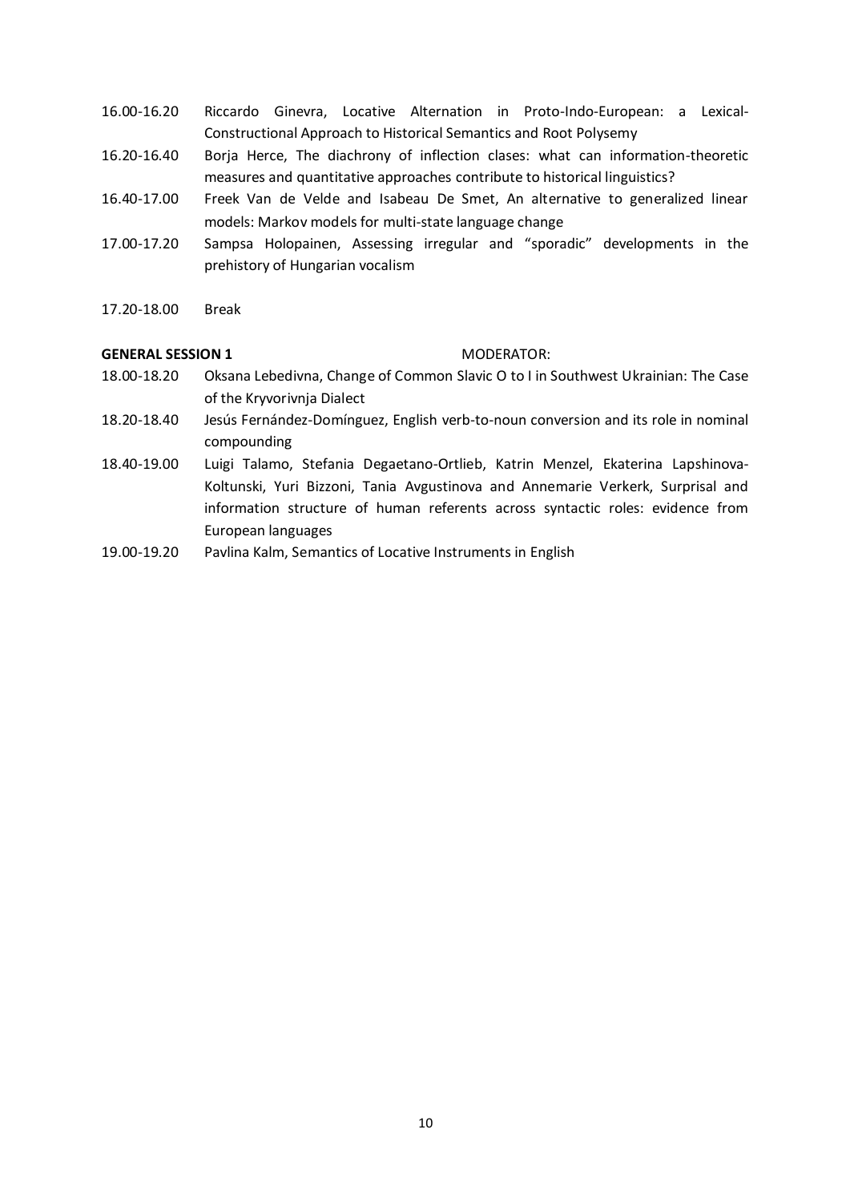16.00-16.20 Riccardo Ginevra, Locative Alternation in Proto-Indo-European: a Lexical-Constructional Approach to Historical Semantics and Root Polysemy

16.20-16.40 Borja Herce, The diachrony of inflection clases: what can information-theoretic measures and quantitative approaches contribute to historical linguistics?

16.40-17.00 Freek Van de Velde and Isabeau De Smet, An alternative to generalized linear models: Markov models for multi-state language change

17.00-17.20 Sampsa Holopainen, Assessing irregular and "sporadic" developments in the prehistory of Hungarian vocalism

17.20-18.00 Break

**GENERAL SESSION 1** MODERATOR:

18.00-18.20 Oksana Lebedivna, Change of Common Slavic O to I in Southwest Ukrainian: The Case of the Kryvorivnja Dialect

18.20-18.40 Jesús Fernández-Domínguez, English verb-to-noun conversion and its role in nominal compounding

18.40-19.00 Luigi Talamo, Stefania Degaetano-Ortlieb, Katrin Menzel, Ekaterina Lapshinova-Koltunski, Yuri Bizzoni, Tania Avgustinova and Annemarie Verkerk, Surprisal and information structure of human referents across syntactic roles: evidence from European languages

19.00-19.20 Pavlina Kalm, Semantics of Locative Instruments in English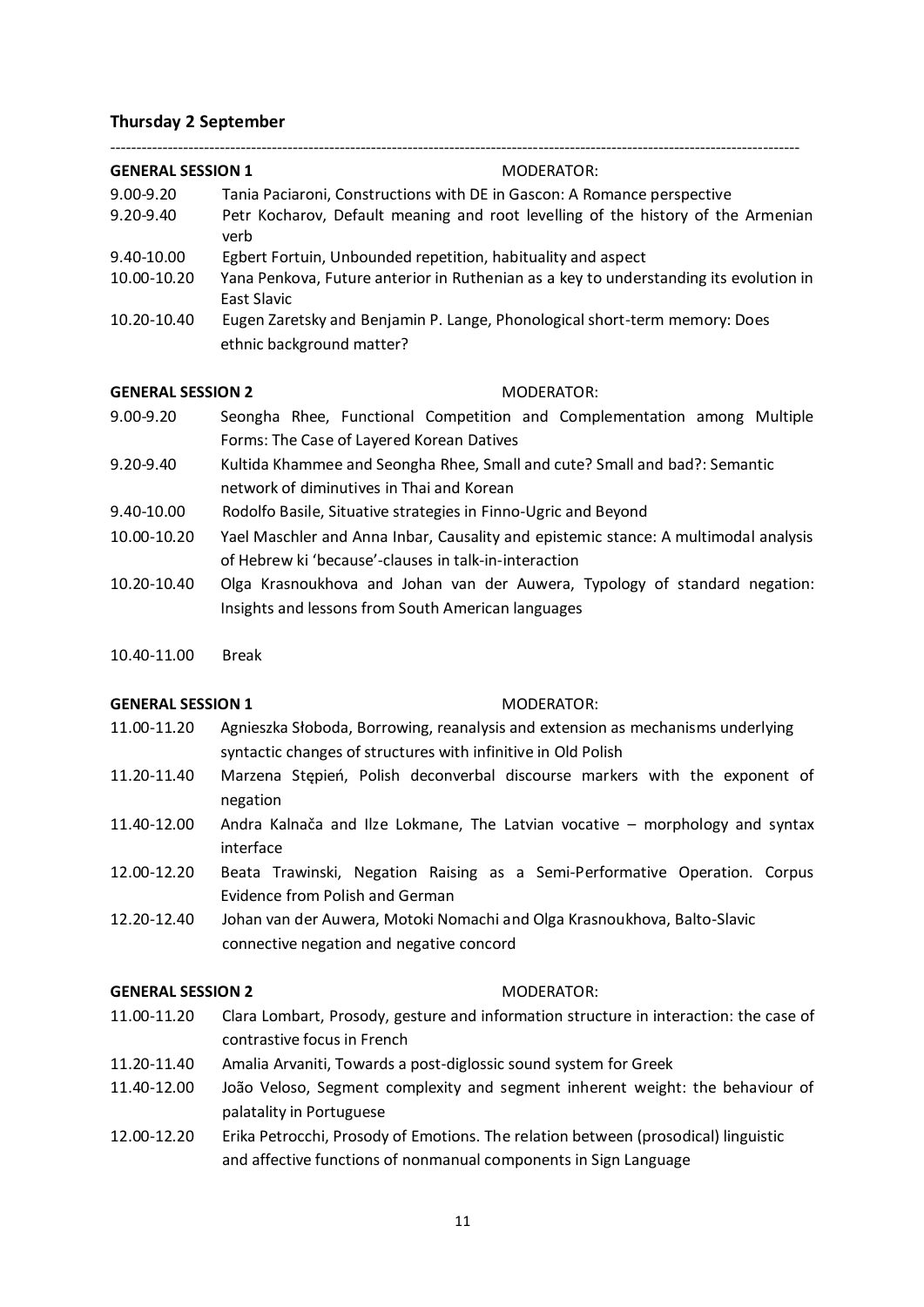**Thursday 2 September**

---

**GENERAL SESSION 1** MODERATOR:

9.00-9.20 Tania Paciaroni, Constructions with DE in Gascon: A Romance perspective

9.20-9.40 Petr Kocharov, Default meaning and root levelling of the history of the Armenian verb

9.40-10.00 Egbert Fortuin, Unbounded repetition, habituality and aspect

10.00-10.20 Yana Penkova, Future anterior in Ruthenian as a key to understanding its evolution in East Slavic

10.20-10.40 Eugen Zaretsky and Benjamin P. Lange, Phonological short-term memory: Does ethnic background matter?

**GENERAL SESSION 2** MODERATOR:

9.00-9.20 Seongha Rhee, Functional Competition and Complementation among Multiple Forms: The Case of Layered Korean Datives

9.20-9.40 Kultida Khammee and Seongha Rhee, Small and cute? Small and bad?: Semantic network of diminutives in Thai and Korean

9.40-10.00 Rodolfo Basile, Situative strategies in Finno-Ugric and Beyond

10.00-10.20 Yael Maschler and Anna Inbar, Causality and epistemic stance: A multimodal analysis of Hebrew ki 'because'-clauses in talk-in-interaction

10.20-10.40 Olga Krasnoukhova and Johan van der Auwera, Typology of standard negation: Insights and lessons from South American languages

10.40-11.00 Break

**GENERAL SESSION 1** MODERATOR:

11.00-11.20 Agnieszka Słoboda, Borrowing, reanalysis and extension as mechanisms underlying syntactic changes of structures with infinitive in Old Polish

11.20-11.40 Marzena Stępień, Polish deconverbal discourse markers with the exponent of negation

11.40-12.00 Andra Kalnača and Ilze Lokmane, The Latvian vocative – morphology and syntax interface

12.00-12.20 Beata Trawinski, Negation Raising as a Semi-Performative Operation. Corpus Evidence from Polish and German

12.20-12.40 Johan van der Auwera, Motoki Nomachi and Olga Krasnoukhova, Balto-Slavic connective negation and negative concord

**GENERAL SESSION 2** MODERATOR:

11.00-11.20 Clara Lombart, Prosody, gesture and information structure in interaction: the case of contrastive focus in French

11.20-11.40 Amalia Arvaniti, Towards a post-diglossic sound system for Greek

11.40-12.00 João Veloso, Segment complexity and segment inherent weight: the behaviour of palatality in Portuguese

12.00-12.20 Erika Petrocchi, Prosody of Emotions. The relation between (prosodical) linguistic and affective functions of nonmanual components in Sign Language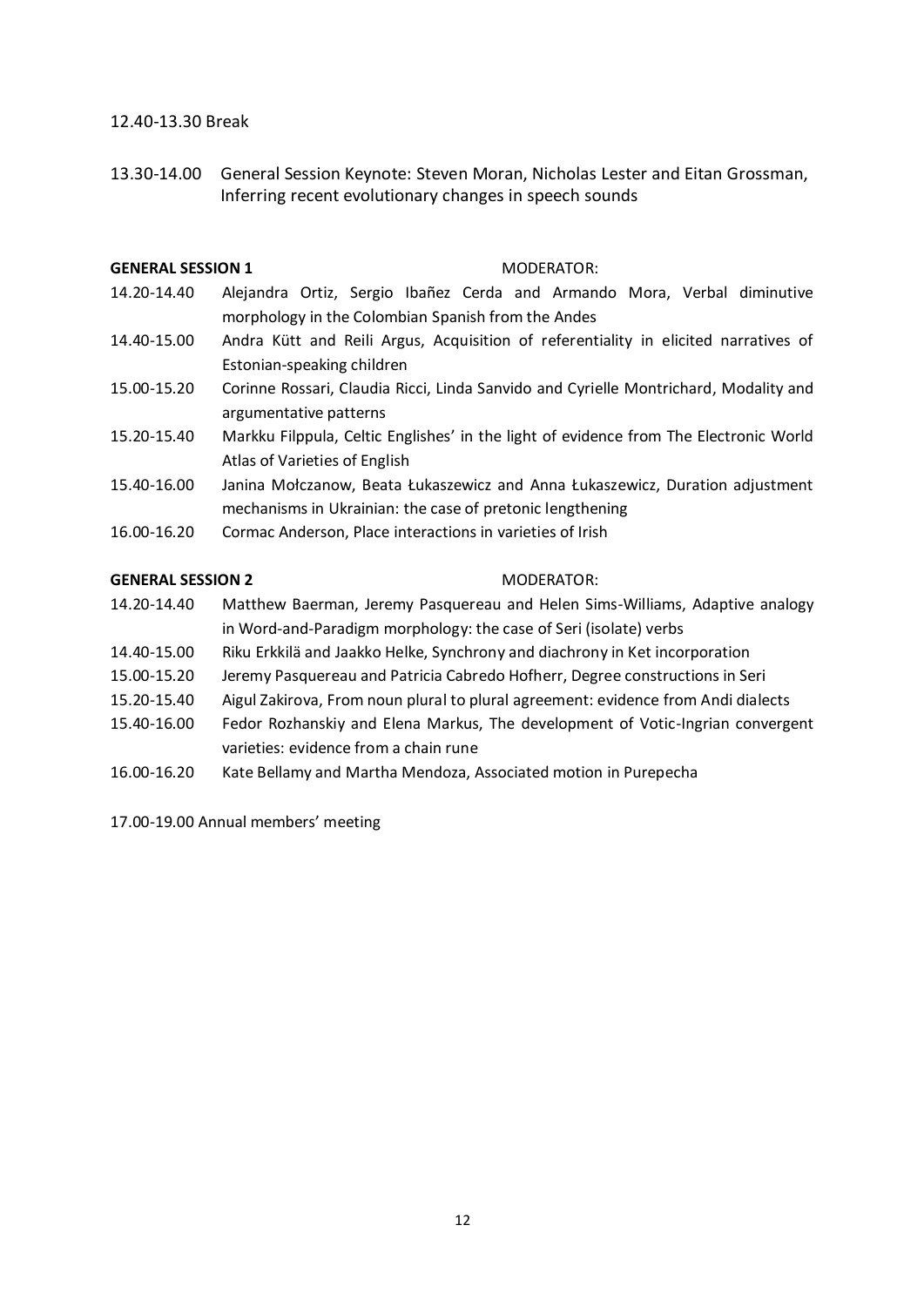12.40-13.30 Break

13.30-14.00 General Session Keynote: Steven Moran, Nicholas Lester and Eitan Grossman, Inferring recent evolutionary changes in speech sounds

**GENERAL SESSION 1** MODERATOR:

| | |
|---|---|
| 14.20-14.40 | Alejandra Ortiz, Sergio Ibañez Cerda and Armando Mora, Verbal diminutive morphology in the Colombian Spanish from the Andes |
| 14.40-15.00 | Andra Kütt and Reili Argus, Acquisition of referentiality in elicited narratives of Estonian-speaking children |
| 15.00-15.20 | Corinne Rossari, Claudia Ricci, Linda Sanvido and Cyrielle Montrichard, Modality and argumentative patterns |
| 15.20-15.40 | Markku Filppula, Celtic Englishes' in the light of evidence from The Electronic World Atlas of Varieties of English |
| 15.40-16.00 | Janina Mołczanow, Beata Łukaszewicz and Anna Łukaszewicz, Duration adjustment mechanisms in Ukrainian: the case of pretonic lengthening |
| 16.00-16.20 | Cormac Anderson, Place interactions in varieties of Irish |

**GENERAL SESSION 2** MODERATOR:

| | |
|---|---|
| 14.20-14.40 | Matthew Baerman, Jeremy Pasquereau and Helen Sims-Williams, Adaptive analogy in Word-and-Paradigm morphology: the case of Seri (isolate) verbs |
| 14.40-15.00 | Riku Erkkilä and Jaakko Helke, Synchrony and diachrony in Ket incorporation |
| 15.00-15.20 | Jeremy Pasquereau and Patricia Cabredo Hofherr, Degree constructions in Seri |
| 15.20-15.40 | Aigul Zakirova, From noun plural to plural agreement: evidence from Andi dialects |
| 15.40-16.00 | Fedor Rozhanskiy and Elena Markus, The development of Votic-Ingrian convergent varieties: evidence from a chain rune |
| 16.00-16.20 | Kate Bellamy and Martha Mendoza, Associated motion in Purepecha |

17.00-19.00 Annual members' meeting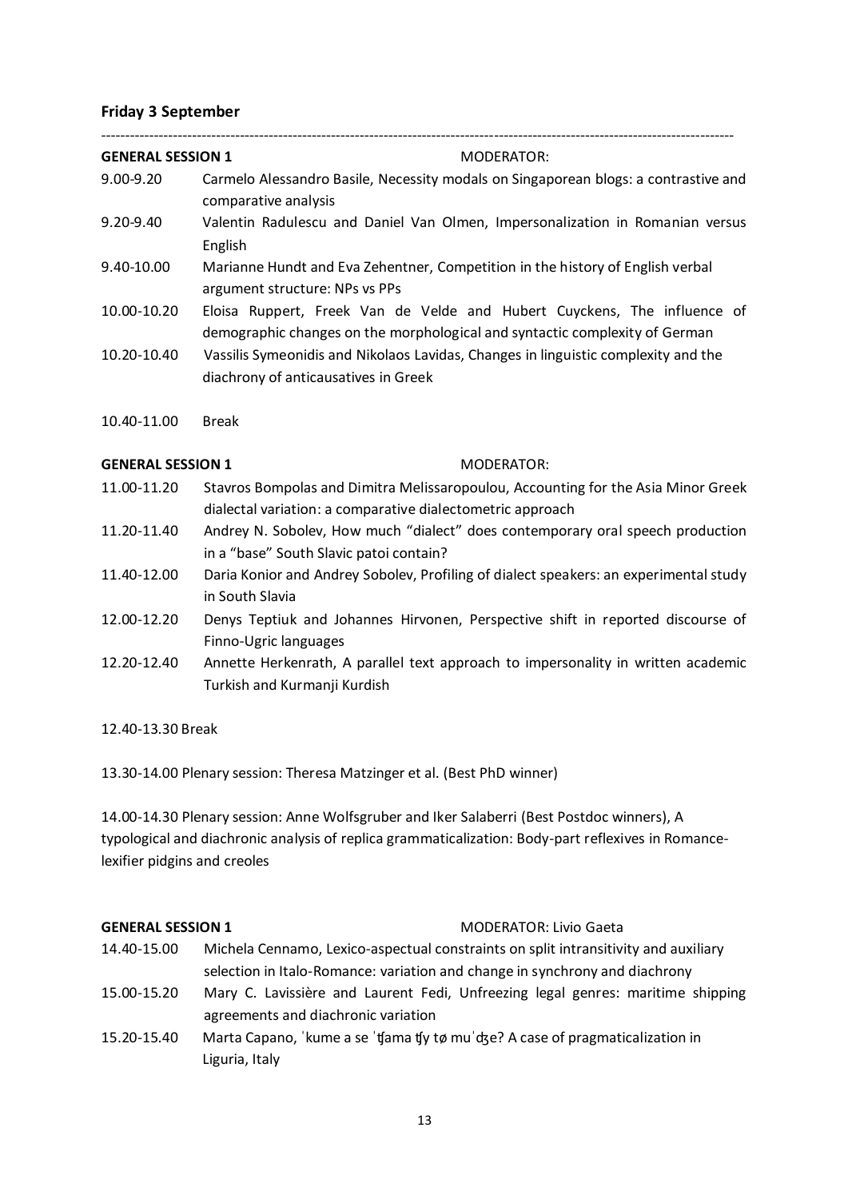**Friday 3 September**

---

**GENERAL SESSION 1** MODERATOR:

9.00-9.20 Carmelo Alessandro Basile, Necessity modals on Singaporean blogs: a contrastive and comparative analysis

9.20-9.40 Valentin Radulescu and Daniel Van Olmen, Impersonalization in Romanian versus English

9.40-10.00 Marianne Hundt and Eva Zehentner, Competition in the history of English verbal argument structure: NPs vs PPs

10.00-10.20 Eloisa Ruppert, Freek Van de Velde and Hubert Cuyckens, The influence of demographic changes on the morphological and syntactic complexity of German

10.20-10.40 Vassilis Symeonidis and Nikolaos Lavidas, Changes in linguistic complexity and the diachrony of anticausatives in Greek

10.40-11.00 Break

**GENERAL SESSION 1** MODERATOR:

11.00-11.20 Stavros Bompolas and Dimitra Melissaropoulou, Accounting for the Asia Minor Greek dialectal variation: a comparative dialectometric approach

11.20-11.40 Andrey N. Sobolev, How much "dialect" does contemporary oral speech production in a "base" South Slavic patoi contain?

11.40-12.00 Daria Konior and Andrey Sobolev, Profiling of dialect speakers: an experimental study in South Slavia

12.00-12.20 Denys Teptiuk and Johannes Hirvonen, Perspective shift in reported discourse of Finno-Ugric languages

12.20-12.40 Annette Herkenrath, A parallel text approach to impersonality in written academic Turkish and Kurmanji Kurdish

12.40-13.30 Break

13.30-14.00 Plenary session: Theresa Matzinger et al. (Best PhD winner)

14.00-14.30 Plenary session: Anne Wolfsgruber and Iker Salaberri (Best Postdoc winners), A typological and diachronic analysis of replica grammaticalization: Body-part reflexives in Romance-lexifier pidgins and creoles

**GENERAL SESSION 1** MODERATOR: Livio Gaeta

14.40-15.00 Michela Cennamo, Lexico-aspectual constraints on split intransitivity and auxiliary selection in Italo-Romance: variation and change in synchrony and diachrony

15.00-15.20 Mary C. Lavissière and Laurent Fedi, Unfreezing legal genres: maritime shipping agreements and diachronic variation

15.20-15.40 Marta Capano, ˈkume a se ˈʧama ʧy tø muˈʤe? A case of pragmaticalization in Liguria, Italy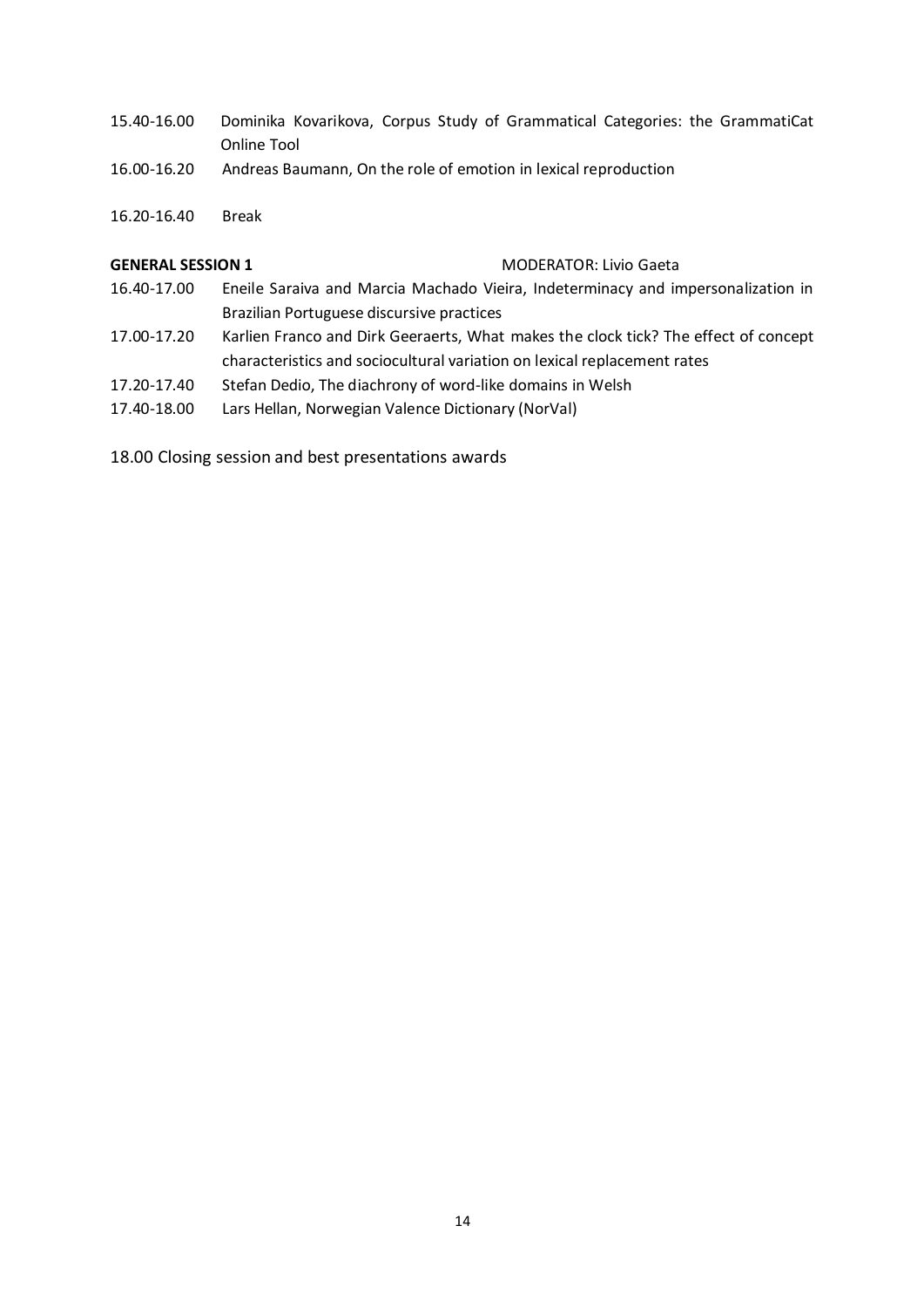15.40-16.00 Dominika Kovarikova, Corpus Study of Grammatical Categories: the GrammatiCat Online Tool

16.00-16.20 Andreas Baumann, On the role of emotion in lexical reproduction

16.20-16.40 Break

**GENERAL SESSION 1** MODERATOR: Livio Gaeta

16.40-17.00 Eneile Saraiva and Marcia Machado Vieira, Indeterminacy and impersonalization in Brazilian Portuguese discursive practices

17.00-17.20 Karlien Franco and Dirk Geeraerts, What makes the clock tick? The effect of concept characteristics and sociocultural variation on lexical replacement rates

17.20-17.40 Stefan Dedio, The diachrony of word-like domains in Welsh

17.40-18.00 Lars Hellan, Norwegian Valence Dictionary (NorVal)

18.00 Closing session and best presentations awards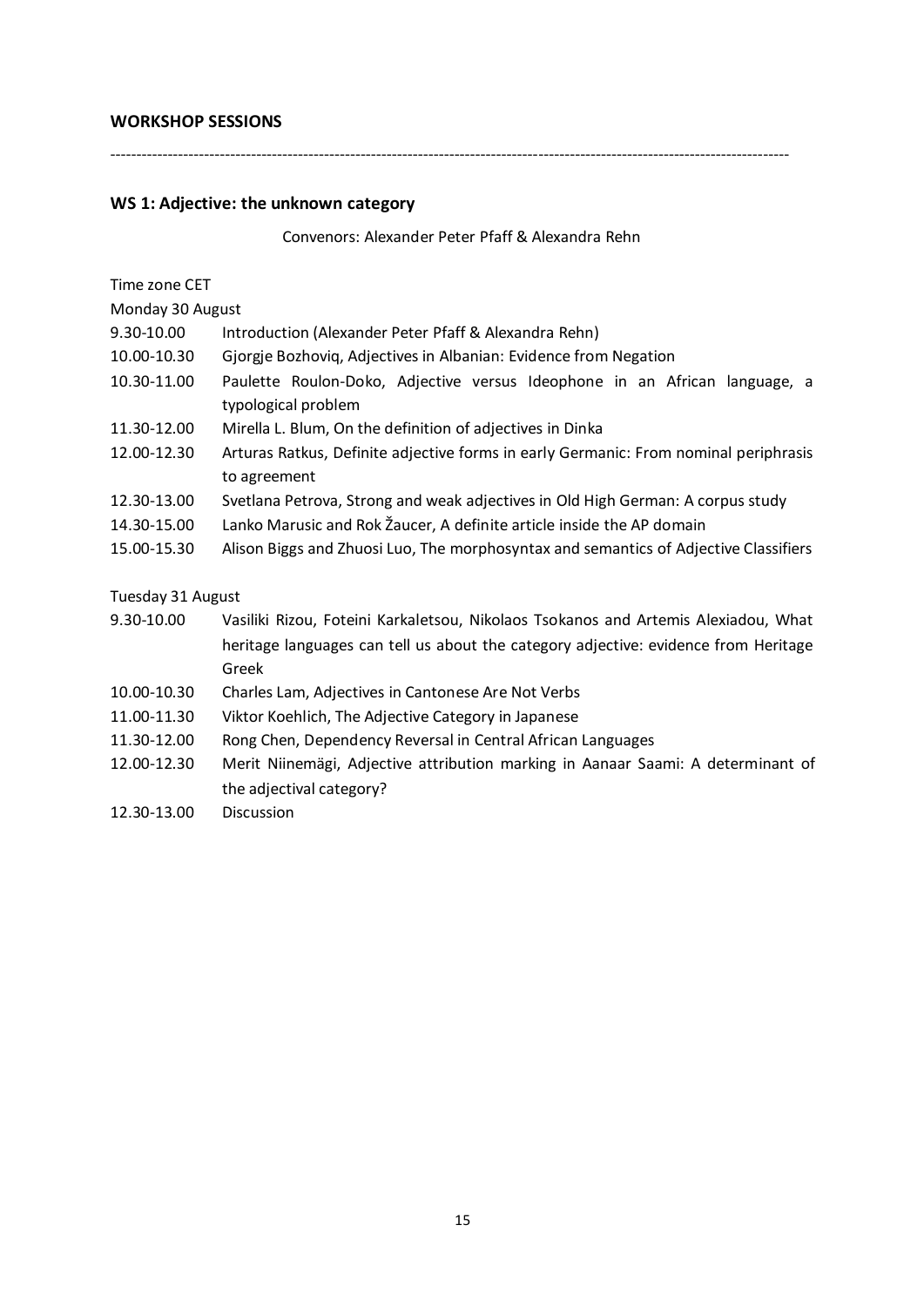## WORKSHOP SESSIONS

---

### WS 1: Adjective: the unknown category

Convenors: Alexander Peter Pfaff & Alexandra Rehn

Time zone CET

Monday 30 August

| | |
|---|---|
| 9.30-10.00 | Introduction (Alexander Peter Pfaff & Alexandra Rehn) |
| 10.00-10.30 | Gjorgje Bozhoviq, Adjectives in Albanian: Evidence from Negation |
| 10.30-11.00 | Paulette Roulon-Doko, Adjective versus Ideophone in an African language, a typological problem |
| 11.30-12.00 | Mirella L. Blum, On the definition of adjectives in Dinka |
| 12.00-12.30 | Arturas Ratkus, Definite adjective forms in early Germanic: From nominal periphrasis to agreement |
| 12.30-13.00 | Svetlana Petrova, Strong and weak adjectives in Old High German: A corpus study |
| 14.30-15.00 | Lanko Marusic and Rok Žaucer, A definite article inside the AP domain |
| 15.00-15.30 | Alison Biggs and Zhuosi Luo, The morphosyntax and semantics of Adjective Classifiers |

Tuesday 31 August

| | |
|---|---|
| 9.30-10.00 | Vasiliki Rizou, Foteini Karkaletsou, Nikolaos Tsokanos and Artemis Alexiadou, What heritage languages can tell us about the category adjective: evidence from Heritage Greek |
| 10.00-10.30 | Charles Lam, Adjectives in Cantonese Are Not Verbs |
| 11.00-11.30 | Viktor Koehlich, The Adjective Category in Japanese |
| 11.30-12.00 | Rong Chen, Dependency Reversal in Central African Languages |
| 12.00-12.30 | Merit Niinemägi, Adjective attribution marking in Aanaar Saami: A determinant of the adjectival category? |
| 12.30-13.00 | Discussion |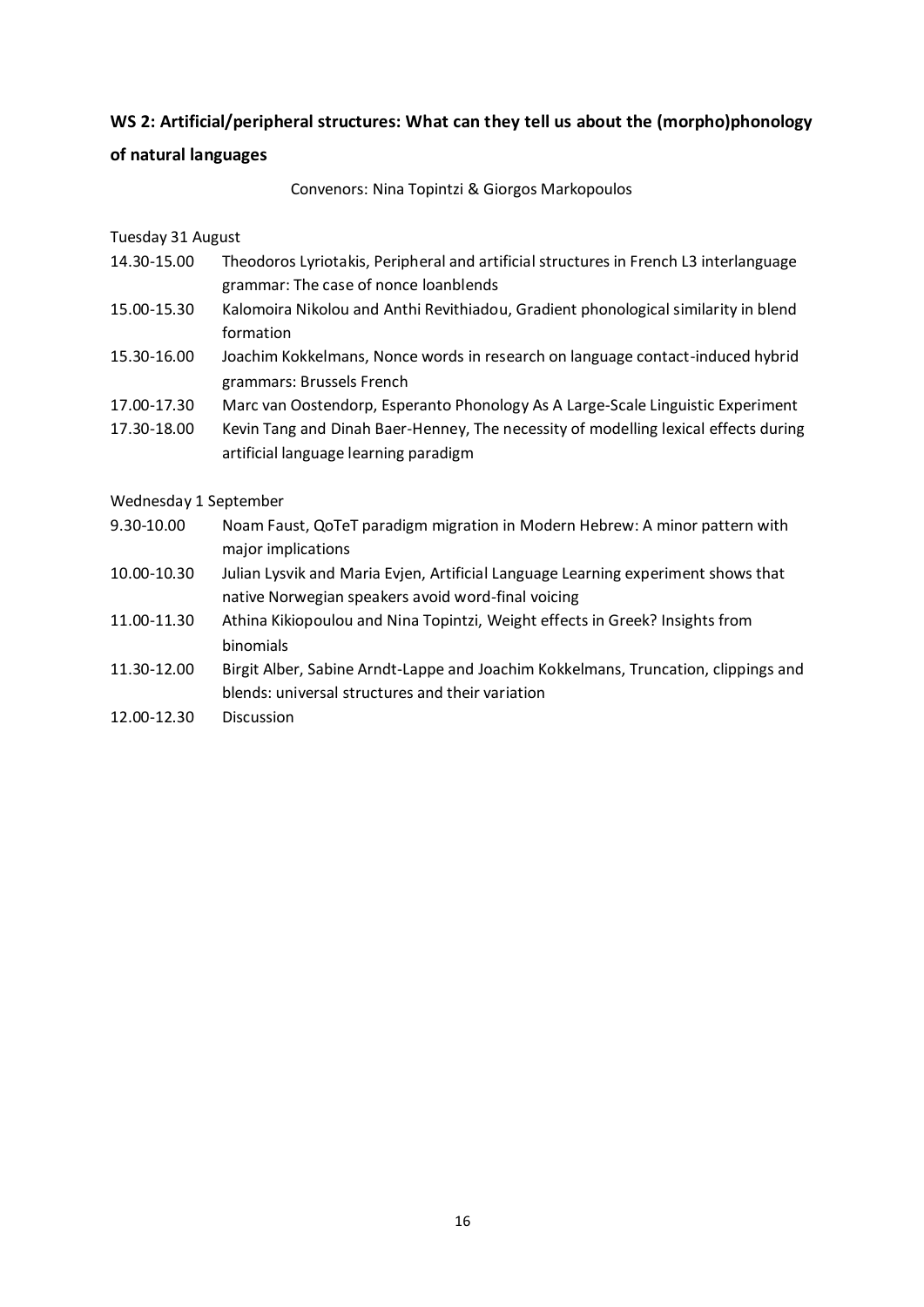## WS 2: Artificial/peripheral structures: What can they tell us about the (morpho)phonology of natural languages

Convenors: Nina Topintzi & Giorgos Markopoulos

Tuesday 31 August

| | |
|---|---|
| 14.30-15.00 | Theodoros Lyriotakis, Peripheral and artificial structures in French L3 interlanguage grammar: The case of nonce loanblends |
| 15.00-15.30 | Kalomoira Nikolou and Anthi Revithiadou, Gradient phonological similarity in blend formation |
| 15.30-16.00 | Joachim Kokkelmans, Nonce words in research on language contact-induced hybrid grammars: Brussels French |
| 17.00-17.30 | Marc van Oostendorp, Esperanto Phonology As A Large-Scale Linguistic Experiment |
| 17.30-18.00 | Kevin Tang and Dinah Baer-Henney, The necessity of modelling lexical effects during artificial language learning paradigm |

Wednesday 1 September

| | |
|---|---|
| 9.30-10.00 | Noam Faust, QoTeT paradigm migration in Modern Hebrew: A minor pattern with major implications |
| 10.00-10.30 | Julian Lysvik and Maria Evjen, Artificial Language Learning experiment shows that native Norwegian speakers avoid word-final voicing |
| 11.00-11.30 | Athina Kikiopoulou and Nina Topintzi, Weight effects in Greek? Insights from binomials |
| 11.30-12.00 | Birgit Alber, Sabine Arndt-Lappe and Joachim Kokkelmans, Truncation, clippings and blends: universal structures and their variation |
| 12.00-12.30 | Discussion |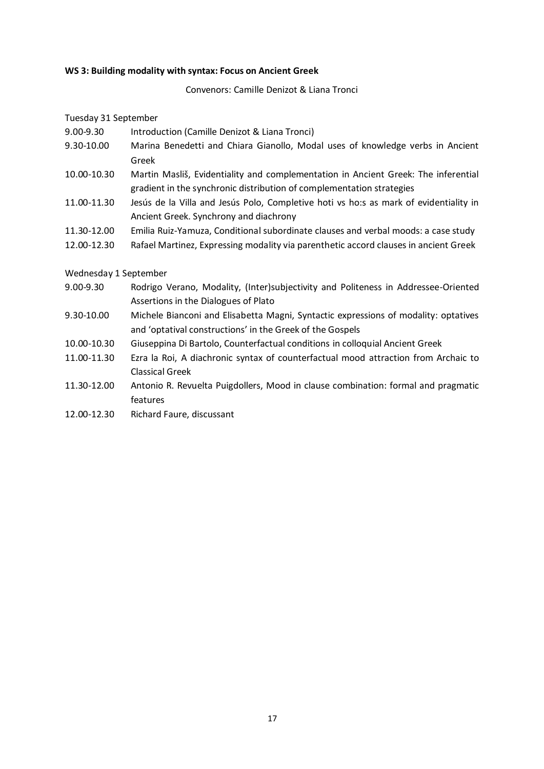**WS 3: Building modality with syntax: Focus on Ancient Greek**

Convenors: Camille Denizot & Liana Tronci

Tuesday 31 September

| | |
|---|---|
| 9.00-9.30 | Introduction (Camille Denizot & Liana Tronci) |
| 9.30-10.00 | Marina Benedetti and Chiara Gianollo, Modal uses of knowledge verbs in Ancient Greek |
| 10.00-10.30 | Martin Masliš, Evidentiality and complementation in Ancient Greek: The inferential gradient in the synchronic distribution of complementation strategies |
| 11.00-11.30 | Jesús de la Villa and Jesús Polo, Completive hoti vs ho:s as mark of evidentiality in Ancient Greek. Synchrony and diachrony |
| 11.30-12.00 | Emilia Ruiz-Yamuza, Conditional subordinate clauses and verbal moods: a case study |
| 12.00-12.30 | Rafael Martinez, Expressing modality via parenthetic accord clauses in ancient Greek |

Wednesday 1 September

| | |
|---|---|
| 9.00-9.30 | Rodrigo Verano, Modality, (Inter)subjectivity and Politeness in Addressee-Oriented Assertions in the Dialogues of Plato |
| 9.30-10.00 | Michele Bianconi and Elisabetta Magni, Syntactic expressions of modality: optatives and 'optatival constructions' in the Greek of the Gospels |
| 10.00-10.30 | Giuseppina Di Bartolo, Counterfactual conditions in colloquial Ancient Greek |
| 11.00-11.30 | Ezra la Roi, A diachronic syntax of counterfactual mood attraction from Archaic to Classical Greek |
| 11.30-12.00 | Antonio R. Revuelta Puigdollers, Mood in clause combination: formal and pragmatic features |
| 12.00-12.30 | Richard Faure, discussant |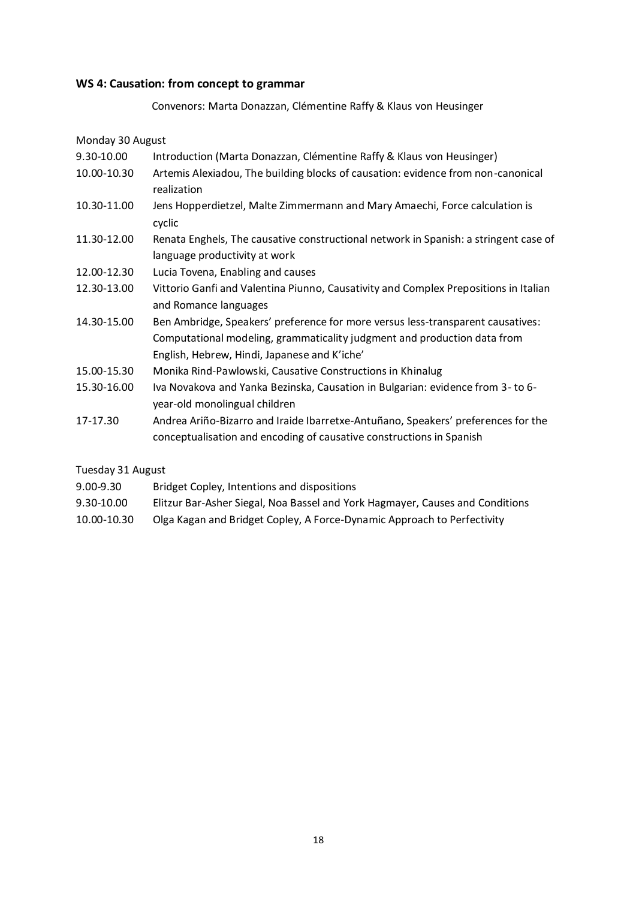### WS 4: Causation: from concept to grammar

Convenors: Marta Donazzan, Clémentine Raffy & Klaus von Heusinger

Monday 30 August

| | |
|---|---|
| 9.30-10.00 | Introduction (Marta Donazzan, Clémentine Raffy & Klaus von Heusinger) |
| 10.00-10.30 | Artemis Alexiadou, The building blocks of causation: evidence from non-canonical realization |
| 10.30-11.00 | Jens Hopperdietzel, Malte Zimmermann and Mary Amaechi, Force calculation is cyclic |
| 11.30-12.00 | Renata Enghels, The causative constructional network in Spanish: a stringent case of language productivity at work |
| 12.00-12.30 | Lucia Tovena, Enabling and causes |
| 12.30-13.00 | Vittorio Ganfi and Valentina Piunno, Causativity and Complex Prepositions in Italian and Romance languages |
| 14.30-15.00 | Ben Ambridge, Speakers' preference for more versus less-transparent causatives: Computational modeling, grammaticality judgment and production data from English, Hebrew, Hindi, Japanese and K'iche' |
| 15.00-15.30 | Monika Rind-Pawlowski, Causative Constructions in Khinalug |
| 15.30-16.00 | Iva Novakova and Yanka Bezinska, Causation in Bulgarian: evidence from 3- to 6-year-old monolingual children |
| 17-17.30 | Andrea Ariño-Bizarro and Iraide Ibarretxe-Antuñano, Speakers' preferences for the conceptualisation and encoding of causative constructions in Spanish |

Tuesday 31 August

| | |
|---|---|
| 9.00-9.30 | Bridget Copley, Intentions and dispositions |
| 9.30-10.00 | Elitzur Bar-Asher Siegal, Noa Bassel and York Hagmayer, Causes and Conditions |
| 10.00-10.30 | Olga Kagan and Bridget Copley, A Force-Dynamic Approach to Perfectivity |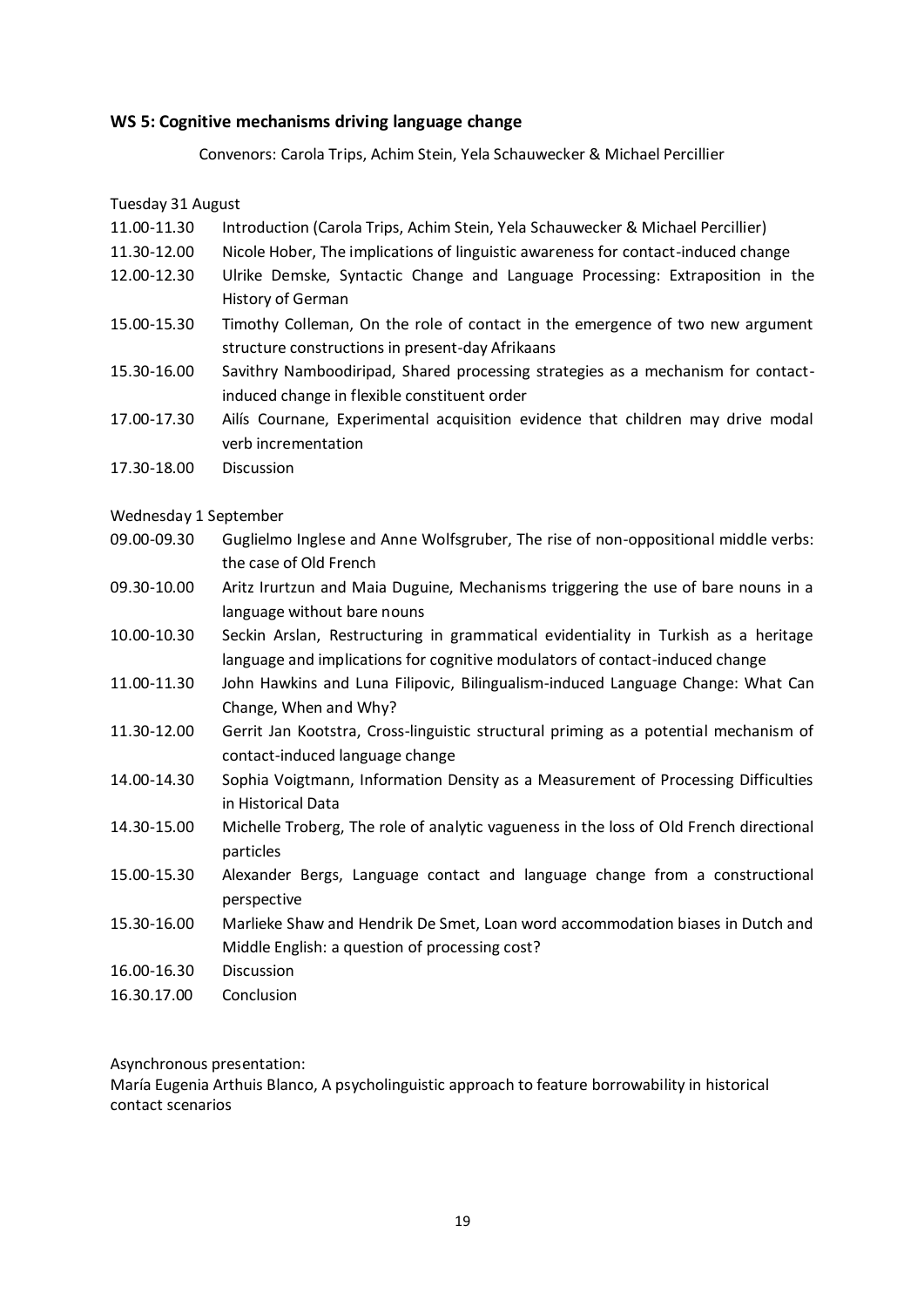**WS 5: Cognitive mechanisms driving language change**

Convenors: Carola Trips, Achim Stein, Yela Schauwecker & Michael Percillier

Tuesday 31 August

| | |
|---|---|
| 11.00-11.30 | Introduction (Carola Trips, Achim Stein, Yela Schauwecker & Michael Percillier) |
| 11.30-12.00 | Nicole Hober, The implications of linguistic awareness for contact-induced change |
| 12.00-12.30 | Ulrike Demske, Syntactic Change and Language Processing: Extraposition in the History of German |
| 15.00-15.30 | Timothy Colleman, On the role of contact in the emergence of two new argument structure constructions in present-day Afrikaans |
| 15.30-16.00 | Savithry Namboodiripad, Shared processing strategies as a mechanism for contact-induced change in flexible constituent order |
| 17.00-17.30 | Ailís Cournane, Experimental acquisition evidence that children may drive modal verb incrementation |
| 17.30-18.00 | Discussion |

Wednesday 1 September

| | |
|---|---|
| 09.00-09.30 | Guglielmo Inglese and Anne Wolfsgruber, The rise of non-oppositional middle verbs: the case of Old French |
| 09.30-10.00 | Aritz Irurtzun and Maia Duguine, Mechanisms triggering the use of bare nouns in a language without bare nouns |
| 10.00-10.30 | Seckin Arslan, Restructuring in grammatical evidentiality in Turkish as a heritage language and implications for cognitive modulators of contact-induced change |
| 11.00-11.30 | John Hawkins and Luna Filipovic, Bilingualism-induced Language Change: What Can Change, When and Why? |
| 11.30-12.00 | Gerrit Jan Kootstra, Cross-linguistic structural priming as a potential mechanism of contact-induced language change |
| 14.00-14.30 | Sophia Voigtmann, Information Density as a Measurement of Processing Difficulties in Historical Data |
| 14.30-15.00 | Michelle Troberg, The role of analytic vagueness in the loss of Old French directional particles |
| 15.00-15.30 | Alexander Bergs, Language contact and language change from a constructional perspective |
| 15.30-16.00 | Marlieke Shaw and Hendrik De Smet, Loan word accommodation biases in Dutch and Middle English: a question of processing cost? |
| 16.00-16.30 | Discussion |
| 16.30.17.00 | Conclusion |

Asynchronous presentation:
María Eugenia Arthuis Blanco, A psycholinguistic approach to feature borrowability in historical contact scenarios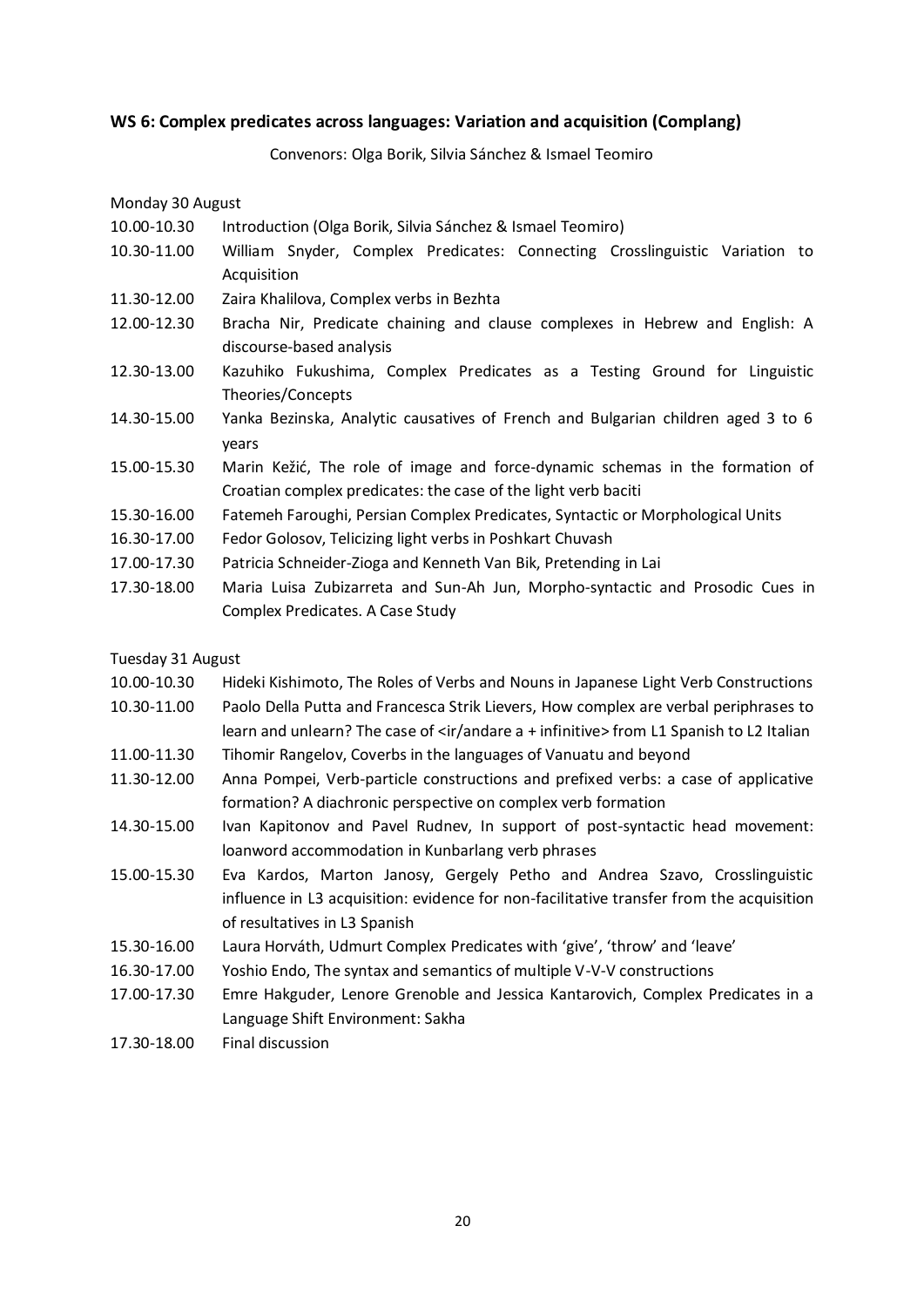### WS 6: Complex predicates across languages: Variation and acquisition (Complang)

Convenors: Olga Borik, Silvia Sánchez & Ismael Teomiro

Monday 30 August

| | |
|---|---|
| 10.00-10.30 | Introduction (Olga Borik, Silvia Sánchez & Ismael Teomiro) |
| 10.30-11.00 | William Snyder, Complex Predicates: Connecting Crosslinguistic Variation to Acquisition |
| 11.30-12.00 | Zaira Khalilova, Complex verbs in Bezhta |
| 12.00-12.30 | Bracha Nir, Predicate chaining and clause complexes in Hebrew and English: A discourse-based analysis |
| 12.30-13.00 | Kazuhiko Fukushima, Complex Predicates as a Testing Ground for Linguistic Theories/Concepts |
| 14.30-15.00 | Yanka Bezinska, Analytic causatives of French and Bulgarian children aged 3 to 6 years |
| 15.00-15.30 | Marin Kežić, The role of image and force-dynamic schemas in the formation of Croatian complex predicates: the case of the light verb baciti |
| 15.30-16.00 | Fatemeh Faroughi, Persian Complex Predicates, Syntactic or Morphological Units |
| 16.30-17.00 | Fedor Golosov, Telicizing light verbs in Poshkart Chuvash |
| 17.00-17.30 | Patricia Schneider-Zioga and Kenneth Van Bik, Pretending in Lai |
| 17.30-18.00 | Maria Luisa Zubizarreta and Sun-Ah Jun, Morpho-syntactic and Prosodic Cues in Complex Predicates. A Case Study |

Tuesday 31 August

| | |
|---|---|
| 10.00-10.30 | Hideki Kishimoto, The Roles of Verbs and Nouns in Japanese Light Verb Constructions |
| 10.30-11.00 | Paolo Della Putta and Francesca Strik Lievers, How complex are verbal periphrases to learn and unlearn? The case of <ir/andare a + infinitive> from L1 Spanish to L2 Italian |
| 11.00-11.30 | Tihomir Rangelov, Coverbs in the languages of Vanuatu and beyond |
| 11.30-12.00 | Anna Pompei, Verb-particle constructions and prefixed verbs: a case of applicative formation? A diachronic perspective on complex verb formation |
| 14.30-15.00 | Ivan Kapitonov and Pavel Rudnev, In support of post-syntactic head movement: loanword accommodation in Kunbarlang verb phrases |
| 15.00-15.30 | Eva Kardos, Marton Janosy, Gergely Petho and Andrea Szavo, Crosslinguistic influence in L3 acquisition: evidence for non-facilitative transfer from the acquisition of resultatives in L3 Spanish |
| 15.30-16.00 | Laura Horváth, Udmurt Complex Predicates with 'give', 'throw' and 'leave' |
| 16.30-17.00 | Yoshio Endo, The syntax and semantics of multiple V-V-V constructions |
| 17.00-17.30 | Emre Hakguder, Lenore Grenoble and Jessica Kantarovich, Complex Predicates in a Language Shift Environment: Sakha |
| 17.30-18.00 | Final discussion |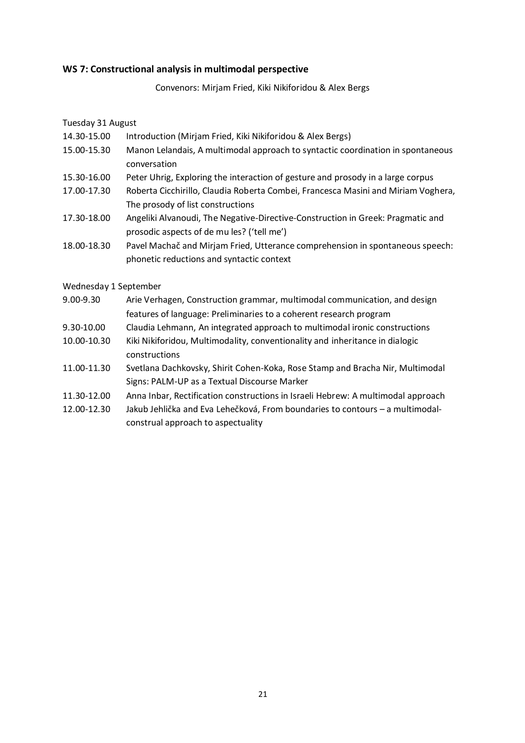### WS 7: Constructional analysis in multimodal perspective

Convenors: Mirjam Fried, Kiki Nikiforidou & Alex Bergs

Tuesday 31 August

| | |
|---|---|
| 14.30-15.00 | Introduction (Mirjam Fried, Kiki Nikiforidou & Alex Bergs) |
| 15.00-15.30 | Manon Lelandais, A multimodal approach to syntactic coordination in spontaneous conversation |
| 15.30-16.00 | Peter Uhrig, Exploring the interaction of gesture and prosody in a large corpus |
| 17.00-17.30 | Roberta Cicchirillo, Claudia Roberta Combei, Francesca Masini and Miriam Voghera, The prosody of list constructions |
| 17.30-18.00 | Angeliki Alvanoudi, The Negative-Directive-Construction in Greek: Pragmatic and prosodic aspects of de mu les? ('tell me') |
| 18.00-18.30 | Pavel Machač and Mirjam Fried, Utterance comprehension in spontaneous speech: phonetic reductions and syntactic context |

Wednesday 1 September

| | |
|---|---|
| 9.00-9.30 | Arie Verhagen, Construction grammar, multimodal communication, and design features of language: Preliminaries to a coherent research program |
| 9.30-10.00 | Claudia Lehmann, An integrated approach to multimodal ironic constructions |
| 10.00-10.30 | Kiki Nikiforidou, Multimodality, conventionality and inheritance in dialogic constructions |
| 11.00-11.30 | Svetlana Dachkovsky, Shirit Cohen-Koka, Rose Stamp and Bracha Nir, Multimodal Signs: PALM-UP as a Textual Discourse Marker |
| 11.30-12.00 | Anna Inbar, Rectification constructions in Israeli Hebrew: A multimodal approach |
| 12.00-12.30 | Jakub Jehlička and Eva Lehečková, From boundaries to contours – a multimodal-construal approach to aspectuality |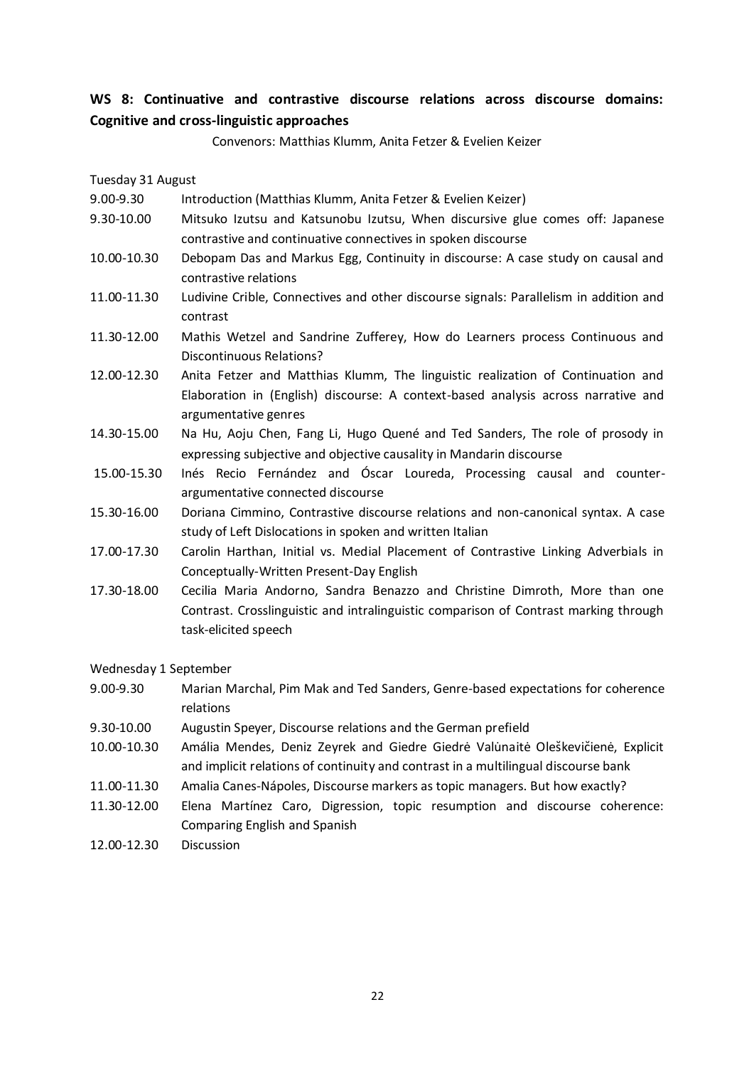## WS 8: Continuative and contrastive discourse relations across discourse domains: Cognitive and cross-linguistic approaches

Convenors: Matthias Klumm, Anita Fetzer & Evelien Keizer

Tuesday 31 August

| | |
|---|---|
| 9.00-9.30 | Introduction (Matthias Klumm, Anita Fetzer & Evelien Keizer) |
| 9.30-10.00 | Mitsuko Izutsu and Katsunobu Izutsu, When discursive glue comes off: Japanese contrastive and continuative connectives in spoken discourse |
| 10.00-10.30 | Debopam Das and Markus Egg, Continuity in discourse: A case study on causal and contrastive relations |
| 11.00-11.30 | Ludivine Crible, Connectives and other discourse signals: Parallelism in addition and contrast |
| 11.30-12.00 | Mathis Wetzel and Sandrine Zufferey, How do Learners process Continuous and Discontinuous Relations? |
| 12.00-12.30 | Anita Fetzer and Matthias Klumm, The linguistic realization of Continuation and Elaboration in (English) discourse: A context-based analysis across narrative and argumentative genres |
| 14.30-15.00 | Na Hu, Aoju Chen, Fang Li, Hugo Quené and Ted Sanders, The role of prosody in expressing subjective and objective causality in Mandarin discourse |
| 15.00-15.30 | Inés Recio Fernández and Óscar Loureda, Processing causal and counter-argumentative connected discourse |
| 15.30-16.00 | Doriana Cimmino, Contrastive discourse relations and non-canonical syntax. A case study of Left Dislocations in spoken and written Italian |
| 17.00-17.30 | Carolin Harthan, Initial vs. Medial Placement of Contrastive Linking Adverbials in Conceptually-Written Present-Day English |
| 17.30-18.00 | Cecilia Maria Andorno, Sandra Benazzo and Christine Dimroth, More than one Contrast. Crosslinguistic and intralinguistic comparison of Contrast marking through task-elicited speech |

Wednesday 1 September

| | |
|---|---|
| 9.00-9.30 | Marian Marchal, Pim Mak and Ted Sanders, Genre-based expectations for coherence relations |
| 9.30-10.00 | Augustin Speyer, Discourse relations and the German prefield |
| 10.00-10.30 | Amália Mendes, Deniz Zeyrek and Giedre Giedrė Valūnaitė Oleškevičienė, Explicit and implicit relations of continuity and contrast in a multilingual discourse bank |
| 11.00-11.30 | Amalia Canes-Nápoles, Discourse markers as topic managers. But how exactly? |
| 11.30-12.00 | Elena Martínez Caro, Digression, topic resumption and discourse coherence: Comparing English and Spanish |
| 12.00-12.30 | Discussion |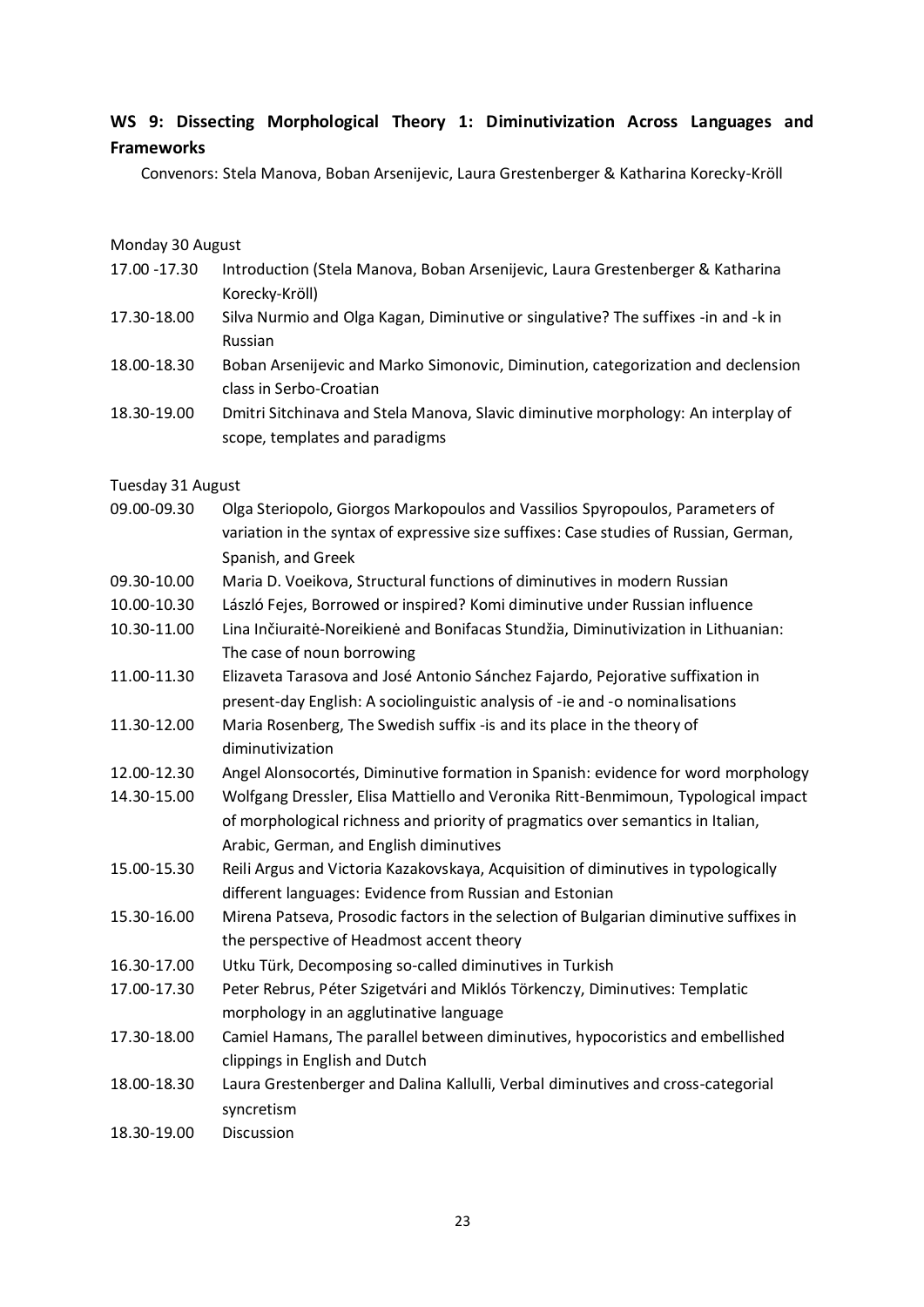## WS 9: Dissecting Morphological Theory 1: Diminutivization Across Languages and Frameworks

Convenors: Stela Manova, Boban Arsenijevic, Laura Grestenberger & Katharina Korecky-Kröll

Monday 30 August

| | |
|---|---|
| 17.00 -17.30 | Introduction (Stela Manova, Boban Arsenijevic, Laura Grestenberger & Katharina Korecky-Kröll) |
| 17.30-18.00 | Silva Nurmio and Olga Kagan, Diminutive or singulative? The suffixes -in and -k in Russian |
| 18.00-18.30 | Boban Arsenijevic and Marko Simonovic, Diminution, categorization and declension class in Serbo-Croatian |
| 18.30-19.00 | Dmitri Sitchinava and Stela Manova, Slavic diminutive morphology: An interplay of scope, templates and paradigms |

Tuesday 31 August

| | |
|---|---|
| 09.00-09.30 | Olga Steriopolo, Giorgos Markopoulos and Vassilios Spyropoulos, Parameters of variation in the syntax of expressive size suffixes: Case studies of Russian, German, Spanish, and Greek |
| 09.30-10.00 | Maria D. Voeikova, Structural functions of diminutives in modern Russian |
| 10.00-10.30 | László Fejes, Borrowed or inspired? Komi diminutive under Russian influence |
| 10.30-11.00 | Lina Inčiuraitė-Noreikienė and Bonifacas Stundžia, Diminutivization in Lithuanian: The case of noun borrowing |
| 11.00-11.30 | Elizaveta Tarasova and José Antonio Sánchez Fajardo, Pejorative suffixation in present-day English: A sociolinguistic analysis of -ie and -o nominalisations |
| 11.30-12.00 | Maria Rosenberg, The Swedish suffix -is and its place in the theory of diminutivization |
| 12.00-12.30 | Angel Alonsocortés, Diminutive formation in Spanish: evidence for word morphology |
| 14.30-15.00 | Wolfgang Dressler, Elisa Mattiello and Veronika Ritt-Benmimoun, Typological impact of morphological richness and priority of pragmatics over semantics in Italian, Arabic, German, and English diminutives |
| 15.00-15.30 | Reili Argus and Victoria Kazakovskaya, Acquisition of diminutives in typologically different languages: Evidence from Russian and Estonian |
| 15.30-16.00 | Mirena Patseva, Prosodic factors in the selection of Bulgarian diminutive suffixes in the perspective of Headmost accent theory |
| 16.30-17.00 | Utku Türk, Decomposing so-called diminutives in Turkish |
| 17.00-17.30 | Peter Rebrus, Péter Szigetvári and Miklós Törkenczy, Diminutives: Templatic morphology in an agglutinative language |
| 17.30-18.00 | Camiel Hamans, The parallel between diminutives, hypocoristics and embellished clippings in English and Dutch |
| 18.00-18.30 | Laura Grestenberger and Dalina Kallulli, Verbal diminutives and cross-categorial syncretism |
| 18.30-19.00 | Discussion |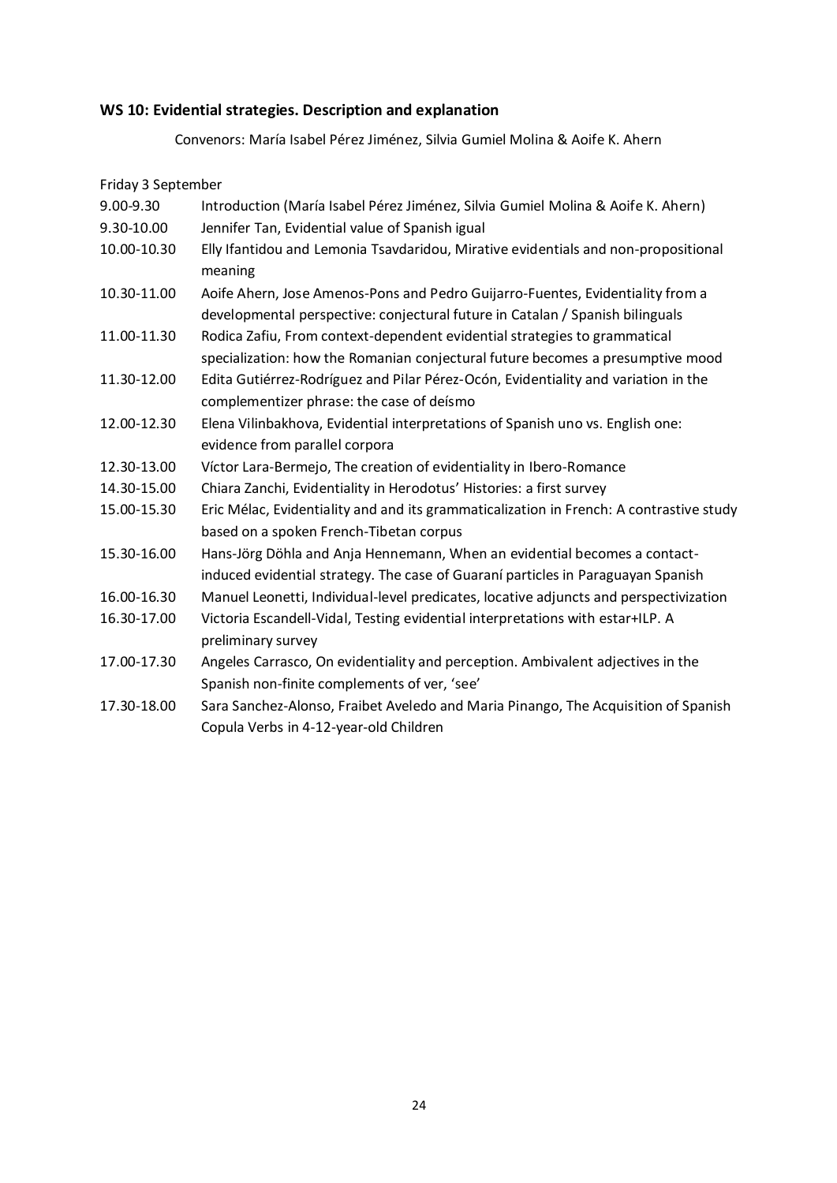### WS 10: Evidential strategies. Description and explanation

Convenors: María Isabel Pérez Jiménez, Silvia Gumiel Molina & Aoife K. Ahern

Friday 3 September

| | |
|---|---|
| 9.00-9.30 | Introduction (María Isabel Pérez Jiménez, Silvia Gumiel Molina & Aoife K. Ahern) |
| 9.30-10.00 | Jennifer Tan, Evidential value of Spanish igual |
| 10.00-10.30 | Elly Ifantidou and Lemonia Tsavdaridou, Mirative evidentials and non-propositional meaning |
| 10.30-11.00 | Aoife Ahern, Jose Amenos-Pons and Pedro Guijarro-Fuentes, Evidentiality from a developmental perspective: conjectural future in Catalan / Spanish bilinguals |
| 11.00-11.30 | Rodica Zafiu, From context-dependent evidential strategies to grammatical specialization: how the Romanian conjectural future becomes a presumptive mood |
| 11.30-12.00 | Edita Gutiérrez-Rodríguez and Pilar Pérez-Ocón, Evidentiality and variation in the complementizer phrase: the case of deísmo |
| 12.00-12.30 | Elena Vilinbakhova, Evidential interpretations of Spanish uno vs. English one: evidence from parallel corpora |
| 12.30-13.00 | Víctor Lara-Bermejo, The creation of evidentiality in Ibero-Romance |
| 14.30-15.00 | Chiara Zanchi, Evidentiality in Herodotus' Histories: a first survey |
| 15.00-15.30 | Eric Mélac, Evidentiality and and its grammaticalization in French: A contrastive study based on a spoken French-Tibetan corpus |
| 15.30-16.00 | Hans-Jörg Döhla and Anja Hennemann, When an evidential becomes a contact-induced evidential strategy. The case of Guaraní particles in Paraguayan Spanish |
| 16.00-16.30 | Manuel Leonetti, Individual-level predicates, locative adjuncts and perspectivization |
| 16.30-17.00 | Victoria Escandell-Vidal, Testing evidential interpretations with estar+ILP. A preliminary survey |
| 17.00-17.30 | Angeles Carrasco, On evidentiality and perception. Ambivalent adjectives in the Spanish non-finite complements of ver, 'see' |
| 17.30-18.00 | Sara Sanchez-Alonso, Fraibet Aveledo and Maria Pinango, The Acquisition of Spanish Copula Verbs in 4-12-year-old Children |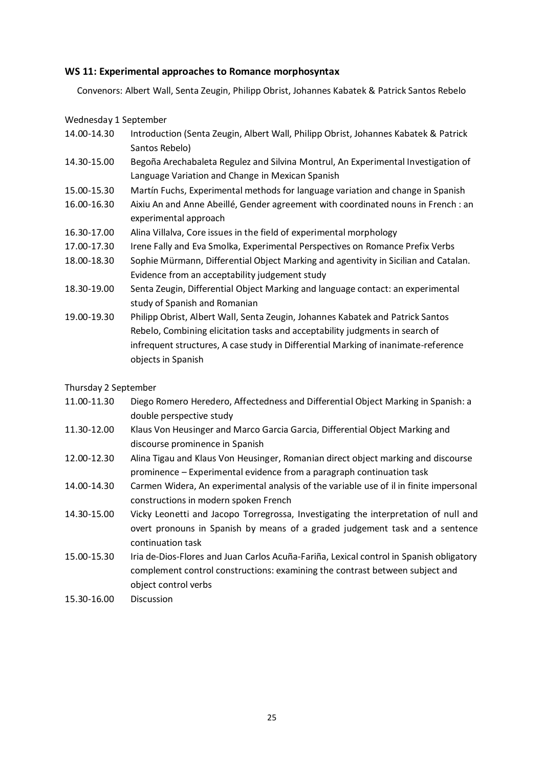### WS 11: Experimental approaches to Romance morphosyntax

Convenors: Albert Wall, Senta Zeugin, Philipp Obrist, Johannes Kabatek & Patrick Santos Rebelo

Wednesday 1 September

| | |
|---|---|
| 14.00-14.30 | Introduction (Senta Zeugin, Albert Wall, Philipp Obrist, Johannes Kabatek & Patrick Santos Rebelo) |
| 14.30-15.00 | Begoña Arechabaleta Regulez and Silvina Montrul, An Experimental Investigation of Language Variation and Change in Mexican Spanish |
| 15.00-15.30 | Martín Fuchs, Experimental methods for language variation and change in Spanish |
| 16.00-16.30 | Aixiu An and Anne Abeillé, Gender agreement with coordinated nouns in French : an experimental approach |
| 16.30-17.00 | Alina Villalva, Core issues in the field of experimental morphology |
| 17.00-17.30 | Irene Fally and Eva Smolka, Experimental Perspectives on Romance Prefix Verbs |
| 18.00-18.30 | Sophie Mürmann, Differential Object Marking and agentivity in Sicilian and Catalan. Evidence from an acceptability judgement study |
| 18.30-19.00 | Senta Zeugin, Differential Object Marking and language contact: an experimental study of Spanish and Romanian |
| 19.00-19.30 | Philipp Obrist, Albert Wall, Senta Zeugin, Johannes Kabatek and Patrick Santos Rebelo, Combining elicitation tasks and acceptability judgments in search of infrequent structures, A case study in Differential Marking of inanimate-reference objects in Spanish |

Thursday 2 September

| | |
|---|---|
| 11.00-11.30 | Diego Romero Heredero, Affectedness and Differential Object Marking in Spanish: a double perspective study |
| 11.30-12.00 | Klaus Von Heusinger and Marco Garcia Garcia, Differential Object Marking and discourse prominence in Spanish |
| 12.00-12.30 | Alina Tigau and Klaus Von Heusinger, Romanian direct object marking and discourse prominence – Experimental evidence from a paragraph continuation task |
| 14.00-14.30 | Carmen Widera, An experimental analysis of the variable use of il in finite impersonal constructions in modern spoken French |
| 14.30-15.00 | Vicky Leonetti and Jacopo Torregrossa, Investigating the interpretation of null and overt pronouns in Spanish by means of a graded judgement task and a sentence continuation task |
| 15.00-15.30 | Iria de-Dios-Flores and Juan Carlos Acuña-Fariña, Lexical control in Spanish obligatory complement control constructions: examining the contrast between subject and object control verbs |
| 15.30-16.00 | Discussion |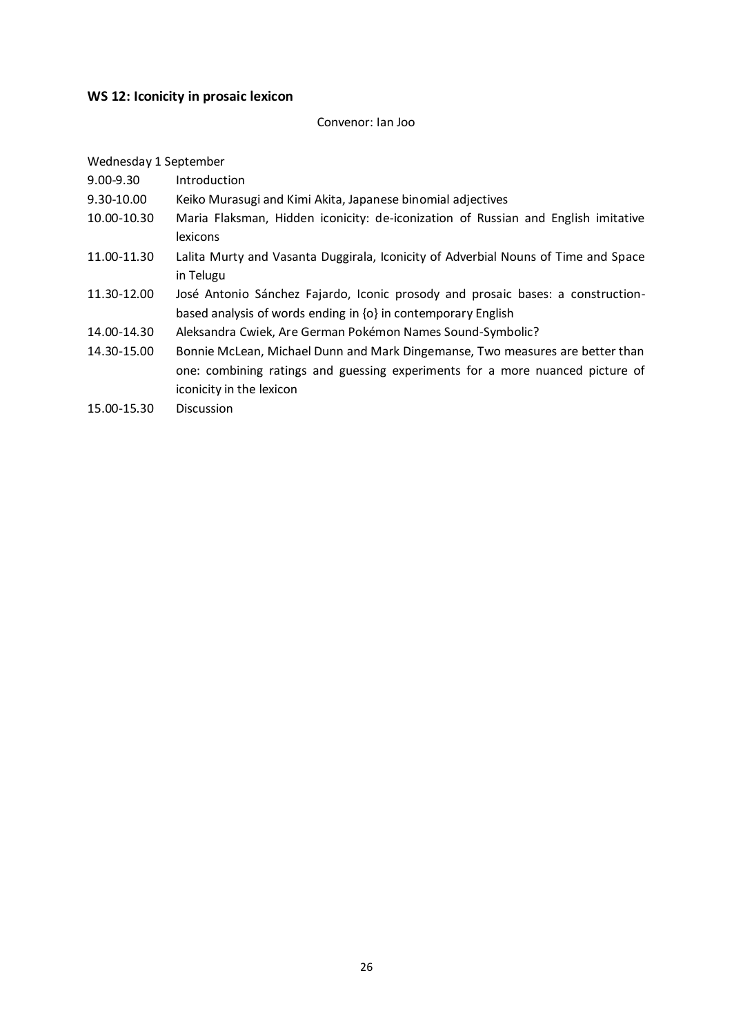### WS 12: Iconicity in prosaic lexicon

Convenor: Ian Joo

Wednesday 1 September

| | |
|---|---|
| 9.00-9.30 | Introduction |
| 9.30-10.00 | Keiko Murasugi and Kimi Akita, Japanese binomial adjectives |
| 10.00-10.30 | Maria Flaksman, Hidden iconicity: de-iconization of Russian and English imitative lexicons |
| 11.00-11.30 | Lalita Murty and Vasanta Duggirala, Iconicity of Adverbial Nouns of Time and Space in Telugu |
| 11.30-12.00 | José Antonio Sánchez Fajardo, Iconic prosody and prosaic bases: a construction-based analysis of words ending in {o} in contemporary English |
| 14.00-14.30 | Aleksandra Cwiek, Are German Pokémon Names Sound-Symbolic? |
| 14.30-15.00 | Bonnie McLean, Michael Dunn and Mark Dingemanse, Two measures are better than one: combining ratings and guessing experiments for a more nuanced picture of iconicity in the lexicon |
| 15.00-15.30 | Discussion |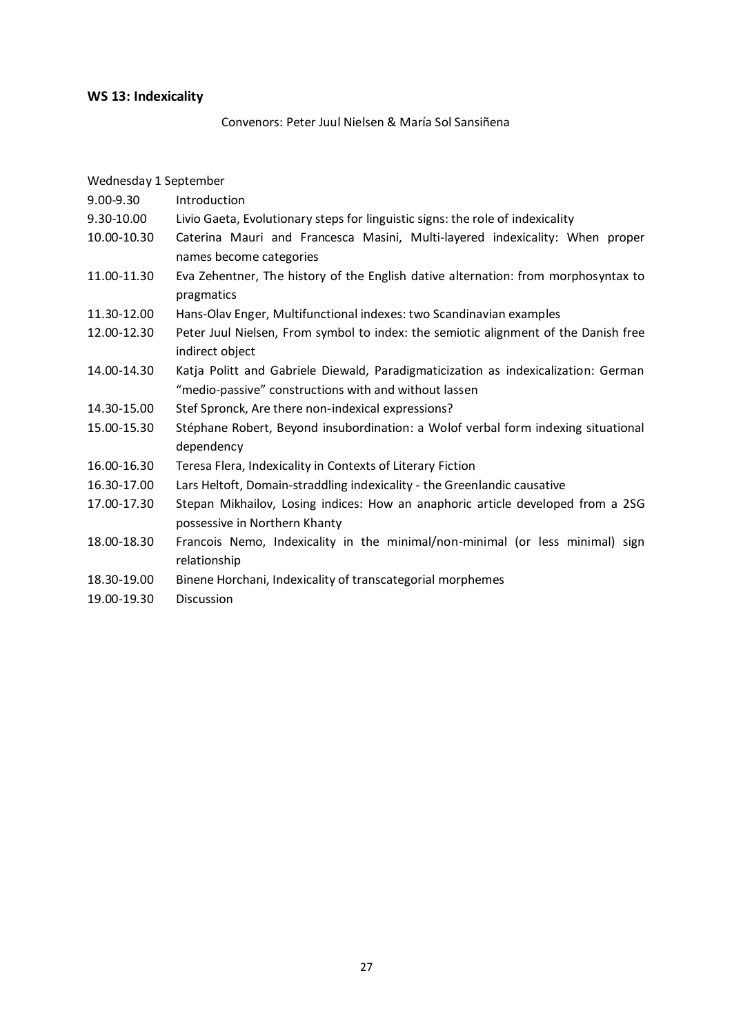### WS 13: Indexicality

Convenors: Peter Juul Nielsen & María Sol Sansiñena

Wednesday 1 September

| | |
|---|---|
| 9.00-9.30 | Introduction |
| 9.30-10.00 | Livio Gaeta, Evolutionary steps for linguistic signs: the role of indexicality |
| 10.00-10.30 | Caterina Mauri and Francesca Masini, Multi-layered indexicality: When proper names become categories |
| 11.00-11.30 | Eva Zehentner, The history of the English dative alternation: from morphosyntax to pragmatics |
| 11.30-12.00 | Hans-Olav Enger, Multifunctional indexes: two Scandinavian examples |
| 12.00-12.30 | Peter Juul Nielsen, From symbol to index: the semiotic alignment of the Danish free indirect object |
| 14.00-14.30 | Katja Politt and Gabriele Diewald, Paradigmaticization as indexicalization: German "medio-passive" constructions with and without lassen |
| 14.30-15.00 | Stef Spronck, Are there non-indexical expressions? |
| 15.00-15.30 | Stéphane Robert, Beyond insubordination: a Wolof verbal form indexing situational dependency |
| 16.00-16.30 | Teresa Flera, Indexicality in Contexts of Literary Fiction |
| 16.30-17.00 | Lars Heltoft, Domain-straddling indexicality - the Greenlandic causative |
| 17.00-17.30 | Stepan Mikhailov, Losing indices: How an anaphoric article developed from a 2SG possessive in Northern Khanty |
| 18.00-18.30 | Francois Nemo, Indexicality in the minimal/non-minimal (or less minimal) sign relationship |
| 18.30-19.00 | Binene Horchani, Indexicality of transcategorial morphemes |
| 19.00-19.30 | Discussion |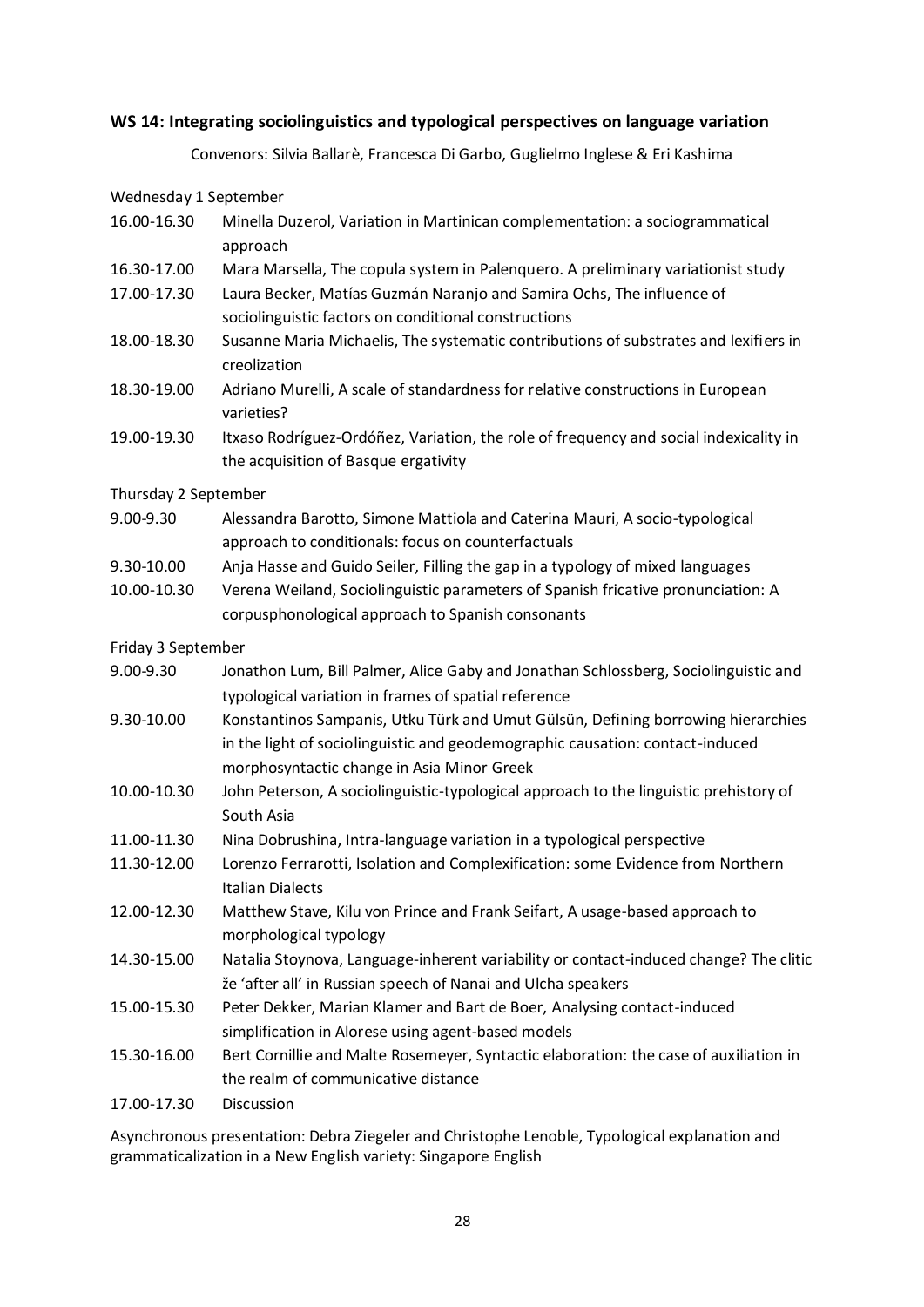### WS 14: Integrating sociolinguistics and typological perspectives on language variation

Convenors: Silvia Ballarè, Francesca Di Garbo, Guglielmo Inglese & Eri Kashima

Wednesday 1 September

| | |
|---|---|
| 16.00-16.30 | Minella Duzerol, Variation in Martinican complementation: a sociogrammatical approach |
| 16.30-17.00 | Mara Marsella, The copula system in Palenquero. A preliminary variationist study |
| 17.00-17.30 | Laura Becker, Matías Guzmán Naranjo and Samira Ochs, The influence of sociolinguistic factors on conditional constructions |
| 18.00-18.30 | Susanne Maria Michaelis, The systematic contributions of substrates and lexifiers in creolization |
| 18.30-19.00 | Adriano Murelli, A scale of standardness for relative constructions in European varieties? |
| 19.00-19.30 | Itxaso Rodríguez-Ordóñez, Variation, the role of frequency and social indexicality in the acquisition of Basque ergativity |

Thursday 2 September

| | |
|---|---|
| 9.00-9.30 | Alessandra Barotto, Simone Mattiola and Caterina Mauri, A socio-typological approach to conditionals: focus on counterfactuals |
| 9.30-10.00 | Anja Hasse and Guido Seiler, Filling the gap in a typology of mixed languages |
| 10.00-10.30 | Verena Weiland, Sociolinguistic parameters of Spanish fricative pronunciation: A corpusphonological approach to Spanish consonants |

Friday 3 September

| | |
|---|---|
| 9.00-9.30 | Jonathon Lum, Bill Palmer, Alice Gaby and Jonathan Schlossberg, Sociolinguistic and typological variation in frames of spatial reference |
| 9.30-10.00 | Konstantinos Sampanis, Utku Türk and Umut Gülsün, Defining borrowing hierarchies in the light of sociolinguistic and geodemographic causation: contact-induced morphosyntactic change in Asia Minor Greek |
| 10.00-10.30 | John Peterson, A sociolinguistic-typological approach to the linguistic prehistory of South Asia |
| 11.00-11.30 | Nina Dobrushina, Intra-language variation in a typological perspective |
| 11.30-12.00 | Lorenzo Ferrarotti, Isolation and Complexification: some Evidence from Northern Italian Dialects |
| 12.00-12.30 | Matthew Stave, Kilu von Prince and Frank Seifart, A usage-based approach to morphological typology |
| 14.30-15.00 | Natalia Stoynova, Language-inherent variability or contact-induced change? The clitic že 'after all' in Russian speech of Nanai and Ulcha speakers |
| 15.00-15.30 | Peter Dekker, Marian Klamer and Bart de Boer, Analysing contact-induced simplification in Alorese using agent-based models |
| 15.30-16.00 | Bert Cornillie and Malte Rosemeyer, Syntactic elaboration: the case of auxiliation in the realm of communicative distance |
| 17.00-17.30 | Discussion |

Asynchronous presentation: Debra Ziegeler and Christophe Lenoble, Typological explanation and grammaticalization in a New English variety: Singapore English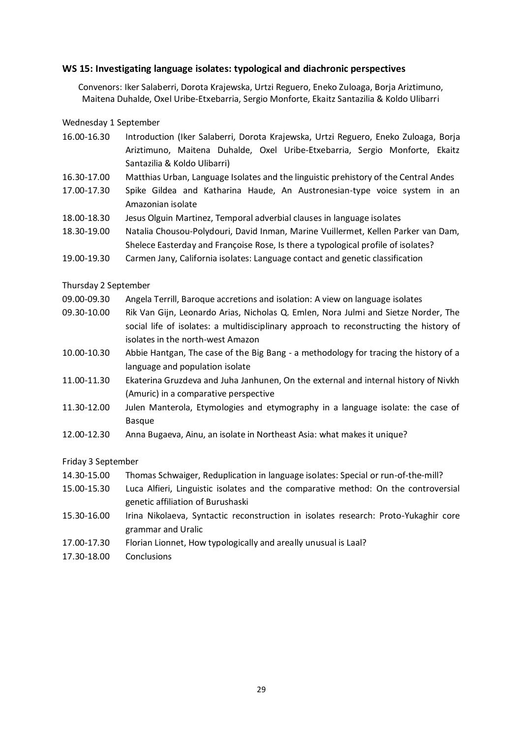### WS 15: Investigating language isolates: typological and diachronic perspectives

Convenors: Iker Salaberri, Dorota Krajewska, Urtzi Reguero, Eneko Zuloaga, Borja Ariztimuno, Maitena Duhalde, Oxel Uribe-Etxebarria, Sergio Monforte, Ekaitz Santazilia & Koldo Ulibarri

Wednesday 1 September

| | |
|---|---|
| 16.00-16.30 | Introduction (Iker Salaberri, Dorota Krajewska, Urtzi Reguero, Eneko Zuloaga, Borja Ariztimuno, Maitena Duhalde, Oxel Uribe-Etxebarria, Sergio Monforte, Ekaitz Santazilia & Koldo Ulibarri) |
| 16.30-17.00 | Matthias Urban, Language Isolates and the linguistic prehistory of the Central Andes |
| 17.00-17.30 | Spike Gildea and Katharina Haude, An Austronesian-type voice system in an Amazonian isolate |
| 18.00-18.30 | Jesus Olguin Martinez, Temporal adverbial clauses in language isolates |
| 18.30-19.00 | Natalia Chousou-Polydouri, David Inman, Marine Vuillermet, Kellen Parker van Dam, Shelece Easterday and Françoise Rose, Is there a typological profile of isolates? |
| 19.00-19.30 | Carmen Jany, California isolates: Language contact and genetic classification |

Thursday 2 September

| | |
|---|---|
| 09.00-09.30 | Angela Terrill, Baroque accretions and isolation: A view on language isolates |
| 09.30-10.00 | Rik Van Gijn, Leonardo Arias, Nicholas Q. Emlen, Nora Julmi and Sietze Norder, The social life of isolates: a multidisciplinary approach to reconstructing the history of isolates in the north-west Amazon |
| 10.00-10.30 | Abbie Hantgan, The case of the Big Bang - a methodology for tracing the history of a language and population isolate |
| 11.00-11.30 | Ekaterina Gruzdeva and Juha Janhunen, On the external and internal history of Nivkh (Amuric) in a comparative perspective |
| 11.30-12.00 | Julen Manterola, Etymologies and etymography in a language isolate: the case of Basque |
| 12.00-12.30 | Anna Bugaeva, Ainu, an isolate in Northeast Asia: what makes it unique? |

Friday 3 September

| | |
|---|---|
| 14.30-15.00 | Thomas Schwaiger, Reduplication in language isolates: Special or run-of-the-mill? |
| 15.00-15.30 | Luca Alfieri, Linguistic isolates and the comparative method: On the controversial genetic affiliation of Burushaski |
| 15.30-16.00 | Irina Nikolaeva, Syntactic reconstruction in isolates research: Proto-Yukaghir core grammar and Uralic |
| 17.00-17.30 | Florian Lionnet, How typologically and areally unusual is Laal? |
| 17.30-18.00 | Conclusions |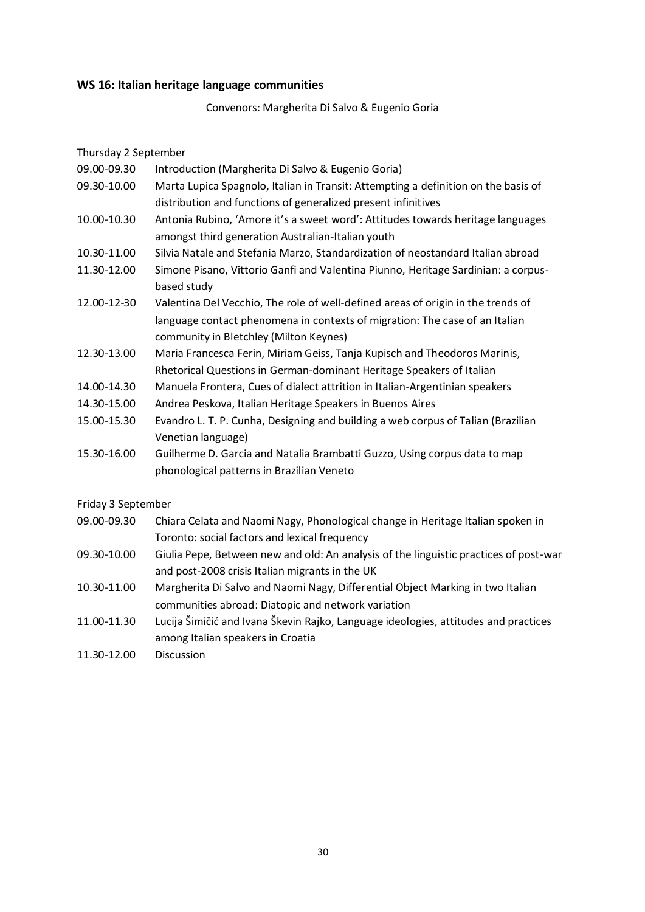## WS 16: Italian heritage language communities

Convenors: Margherita Di Salvo & Eugenio Goria

Thursday 2 September

| | |
|---|---|
| 09.00-09.30 | Introduction (Margherita Di Salvo & Eugenio Goria) |
| 09.30-10.00 | Marta Lupica Spagnolo, Italian in Transit: Attempting a definition on the basis of distribution and functions of generalized present infinitives |
| 10.00-10.30 | Antonia Rubino, 'Amore it's a sweet word': Attitudes towards heritage languages amongst third generation Australian-Italian youth |
| 10.30-11.00 | Silvia Natale and Stefania Marzo, Standardization of neostandard Italian abroad |
| 11.30-12.00 | Simone Pisano, Vittorio Ganfi and Valentina Piunno, Heritage Sardinian: a corpus-based study |
| 12.00-12-30 | Valentina Del Vecchio, The role of well-defined areas of origin in the trends of language contact phenomena in contexts of migration: The case of an Italian community in Bletchley (Milton Keynes) |
| 12.30-13.00 | Maria Francesca Ferin, Miriam Geiss, Tanja Kupisch and Theodoros Marinis, Rhetorical Questions in German-dominant Heritage Speakers of Italian |
| 14.00-14.30 | Manuela Frontera, Cues of dialect attrition in Italian-Argentinian speakers |
| 14.30-15.00 | Andrea Peskova, Italian Heritage Speakers in Buenos Aires |
| 15.00-15.30 | Evandro L. T. P. Cunha, Designing and building a web corpus of Talian (Brazilian Venetian language) |
| 15.30-16.00 | Guilherme D. Garcia and Natalia Brambatti Guzzo, Using corpus data to map phonological patterns in Brazilian Veneto |

Friday 3 September

| | |
|---|---|
| 09.00-09.30 | Chiara Celata and Naomi Nagy, Phonological change in Heritage Italian spoken in Toronto: social factors and lexical frequency |
| 09.30-10.00 | Giulia Pepe, Between new and old: An analysis of the linguistic practices of post-war and post-2008 crisis Italian migrants in the UK |
| 10.30-11.00 | Margherita Di Salvo and Naomi Nagy, Differential Object Marking in two Italian communities abroad: Diatopic and network variation |
| 11.00-11.30 | Lucija Šimičić and Ivana Škevin Rajko, Language ideologies, attitudes and practices among Italian speakers in Croatia |
| 11.30-12.00 | Discussion |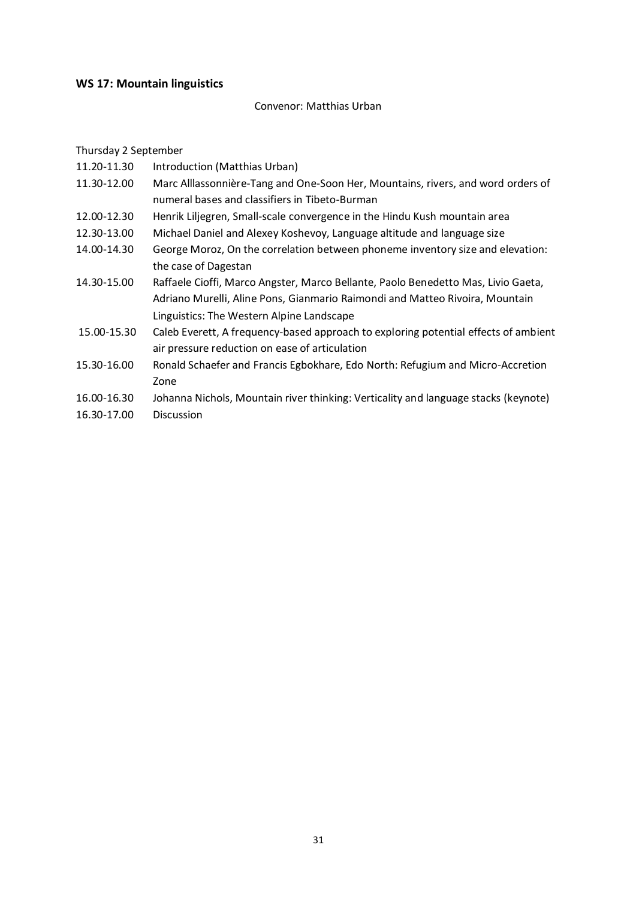**WS 17: Mountain linguistics**

Convenor: Matthias Urban

Thursday 2 September

| | |
|---|---|
| 11.20-11.30 | Introduction (Matthias Urban) |
| 11.30-12.00 | Marc Alllassonnière-Tang and One-Soon Her, Mountains, rivers, and word orders of numeral bases and classifiers in Tibeto-Burman |
| 12.00-12.30 | Henrik Liljegren, Small-scale convergence in the Hindu Kush mountain area |
| 12.30-13.00 | Michael Daniel and Alexey Koshevoy, Language altitude and language size |
| 14.00-14.30 | George Moroz, On the correlation between phoneme inventory size and elevation: the case of Dagestan |
| 14.30-15.00 | Raffaele Cioffi, Marco Angster, Marco Bellante, Paolo Benedetto Mas, Livio Gaeta, Adriano Murelli, Aline Pons, Gianmario Raimondi and Matteo Rivoira, Mountain Linguistics: The Western Alpine Landscape |
| 15.00-15.30 | Caleb Everett, A frequency-based approach to exploring potential effects of ambient air pressure reduction on ease of articulation |
| 15.30-16.00 | Ronald Schaefer and Francis Egbokhare, Edo North: Refugium and Micro-Accretion Zone |
| 16.00-16.30 | Johanna Nichols, Mountain river thinking: Verticality and language stacks (keynote) |
| 16.30-17.00 | Discussion |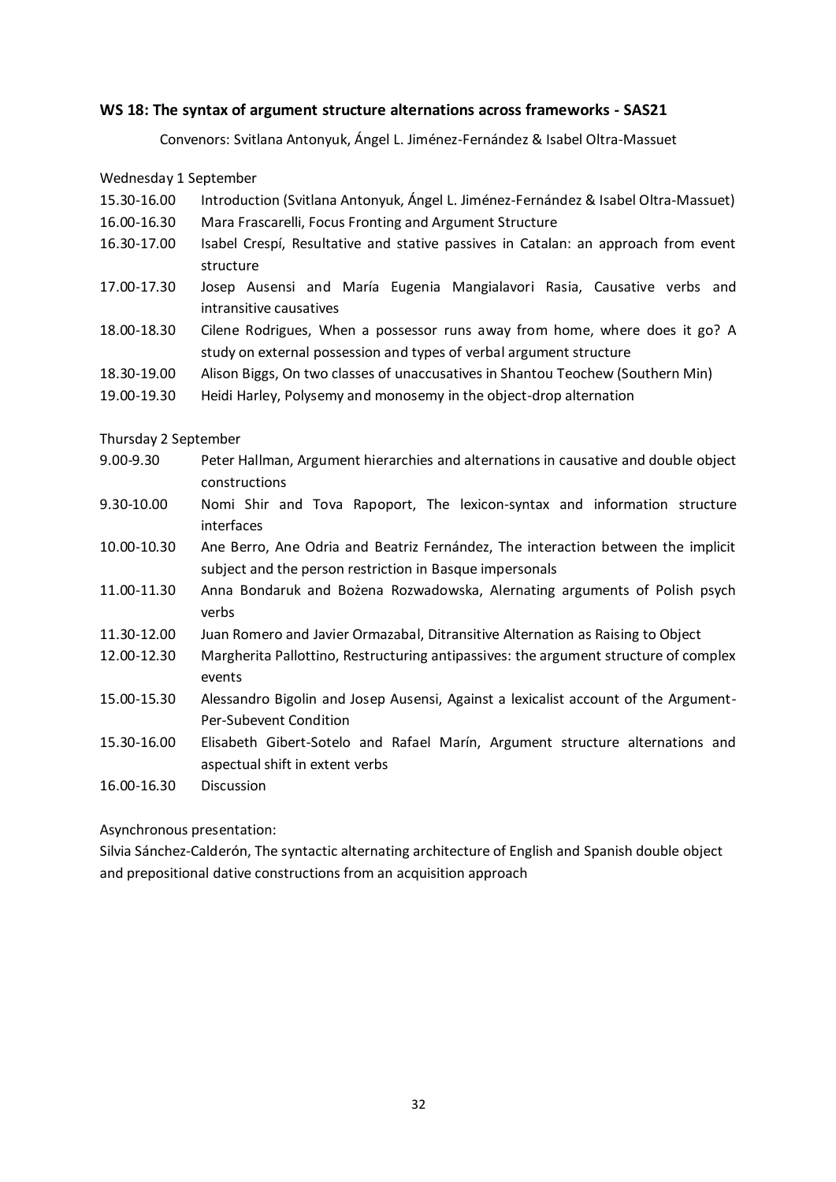### WS 18: The syntax of argument structure alternations across frameworks - SAS21

Convenors: Svitlana Antonyuk, Ángel L. Jiménez-Fernández & Isabel Oltra-Massuet

Wednesday 1 September

| | |
|---|---|
| 15.30-16.00 | Introduction (Svitlana Antonyuk, Ángel L. Jiménez-Fernández & Isabel Oltra-Massuet) |
| 16.00-16.30 | Mara Frascarelli, Focus Fronting and Argument Structure |
| 16.30-17.00 | Isabel Crespí, Resultative and stative passives in Catalan: an approach from event structure |
| 17.00-17.30 | Josep Ausensi and María Eugenia Mangialavori Rasia, Causative verbs and intransitive causatives |
| 18.00-18.30 | Cilene Rodrigues, When a possessor runs away from home, where does it go? A study on external possession and types of verbal argument structure |
| 18.30-19.00 | Alison Biggs, On two classes of unaccusatives in Shantou Teochew (Southern Min) |
| 19.00-19.30 | Heidi Harley, Polysemy and monosemy in the object-drop alternation |

Thursday 2 September

| | |
|---|---|
| 9.00-9.30 | Peter Hallman, Argument hierarchies and alternations in causative and double object constructions |
| 9.30-10.00 | Nomi Shir and Tova Rapoport, The lexicon-syntax and information structure interfaces |
| 10.00-10.30 | Ane Berro, Ane Odria and Beatriz Fernández, The interaction between the implicit subject and the person restriction in Basque impersonals |
| 11.00-11.30 | Anna Bondaruk and Bożena Rozwadowska, Alernating arguments of Polish psych verbs |
| 11.30-12.00 | Juan Romero and Javier Ormazabal, Ditransitive Alternation as Raising to Object |
| 12.00-12.30 | Margherita Pallottino, Restructuring antipassives: the argument structure of complex events |
| 15.00-15.30 | Alessandro Bigolin and Josep Ausensi, Against a lexicalist account of the Argument-Per-Subevent Condition |
| 15.30-16.00 | Elisabeth Gibert-Sotelo and Rafael Marín, Argument structure alternations and aspectual shift in extent verbs |
| 16.00-16.30 | Discussion |

Asynchronous presentation:
Silvia Sánchez-Calderón, The syntactic alternating architecture of English and Spanish double object and prepositional dative constructions from an acquisition approach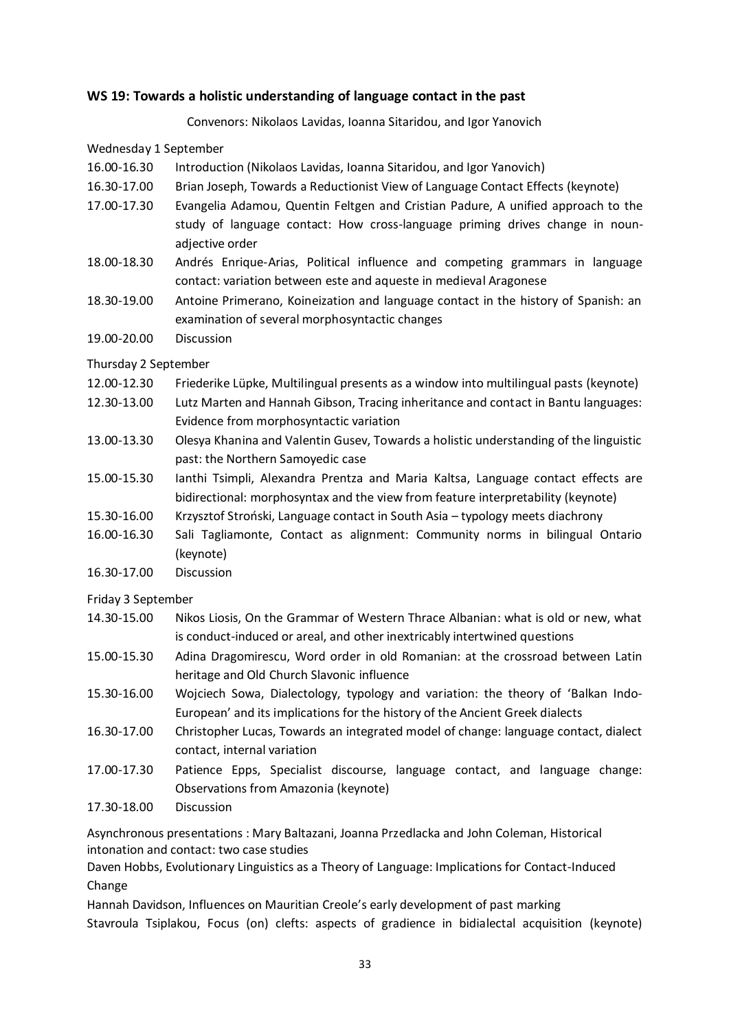### WS 19: Towards a holistic understanding of language contact in the past

Convenors: Nikolaos Lavidas, Ioanna Sitaridou, and Igor Yanovich

Wednesday 1 September

16.00-16.30 Introduction (Nikolaos Lavidas, Ioanna Sitaridou, and Igor Yanovich)

16.30-17.00 Brian Joseph, Towards a Reductionist View of Language Contact Effects (keynote)

17.00-17.30 Evangelia Adamou, Quentin Feltgen and Cristian Padure, A unified approach to the study of language contact: How cross-language priming drives change in noun-adjective order

18.00-18.30 Andrés Enrique-Arias, Political influence and competing grammars in language contact: variation between este and aqueste in medieval Aragonese

18.30-19.00 Antoine Primerano, Koineization and language contact in the history of Spanish: an examination of several morphosyntactic changes

19.00-20.00 Discussion

Thursday 2 September

12.00-12.30 Friederike Lüpke, Multilingual presents as a window into multilingual pasts (keynote)

12.30-13.00 Lutz Marten and Hannah Gibson, Tracing inheritance and contact in Bantu languages: Evidence from morphosyntactic variation

13.00-13.30 Olesya Khanina and Valentin Gusev, Towards a holistic understanding of the linguistic past: the Northern Samoyedic case

15.00-15.30 Ianthi Tsimpli, Alexandra Prentza and Maria Kaltsa, Language contact effects are bidirectional: morphosyntax and the view from feature interpretability (keynote)

15.30-16.00 Krzysztof Stroński, Language contact in South Asia – typology meets diachrony

16.00-16.30 Sali Tagliamonte, Contact as alignment: Community norms in bilingual Ontario (keynote)

16.30-17.00 Discussion

Friday 3 September

14.30-15.00 Nikos Liosis, On the Grammar of Western Thrace Albanian: what is old or new, what is conduct-induced or areal, and other inextricably intertwined questions

15.00-15.30 Adina Dragomirescu, Word order in old Romanian: at the crossroad between Latin heritage and Old Church Slavonic influence

15.30-16.00 Wojciech Sowa, Dialectology, typology and variation: the theory of 'Balkan Indo-European' and its implications for the history of the Ancient Greek dialects

16.30-17.00 Christopher Lucas, Towards an integrated model of change: language contact, dialect contact, internal variation

17.00-17.30 Patience Epps, Specialist discourse, language contact, and language change: Observations from Amazonia (keynote)

17.30-18.00 Discussion

Asynchronous presentations : Mary Baltazani, Joanna Przedlacka and John Coleman, Historical intonation and contact: two case studies

Daven Hobbs, Evolutionary Linguistics as a Theory of Language: Implications for Contact-Induced Change

Hannah Davidson, Influences on Mauritian Creole's early development of past marking

Stavroula Tsiplakou, Focus (on) clefts: aspects of gradience in bidialectal acquisition (keynote)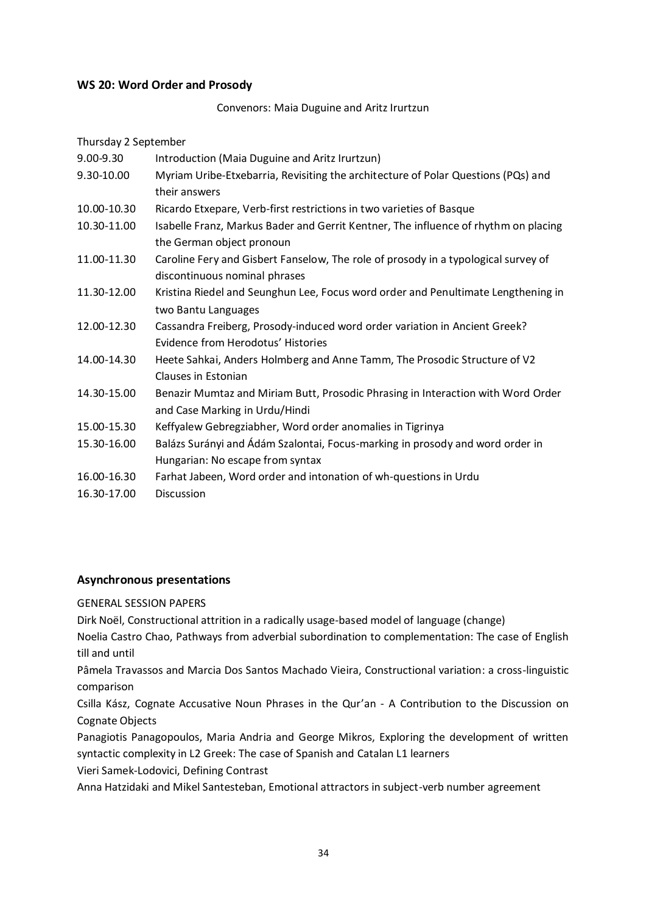**WS 20: Word Order and Prosody**

Convenors: Maia Duguine and Aritz Irurtzun

Thursday 2 September

| | |
|---|---|
| 9.00-9.30 | Introduction (Maia Duguine and Aritz Irurtzun) |
| 9.30-10.00 | Myriam Uribe-Etxebarria, Revisiting the architecture of Polar Questions (PQs) and their answers |
| 10.00-10.30 | Ricardo Etxepare, Verb-first restrictions in two varieties of Basque |
| 10.30-11.00 | Isabelle Franz, Markus Bader and Gerrit Kentner, The influence of rhythm on placing the German object pronoun |
| 11.00-11.30 | Caroline Fery and Gisbert Fanselow, The role of prosody in a typological survey of discontinuous nominal phrases |
| 11.30-12.00 | Kristina Riedel and Seunghun Lee, Focus word order and Penultimate Lengthening in two Bantu Languages |
| 12.00-12.30 | Cassandra Freiberg, Prosody-induced word order variation in Ancient Greek? Evidence from Herodotus' Histories |
| 14.00-14.30 | Heete Sahkai, Anders Holmberg and Anne Tamm, The Prosodic Structure of V2 Clauses in Estonian |
| 14.30-15.00 | Benazir Mumtaz and Miriam Butt, Prosodic Phrasing in Interaction with Word Order and Case Marking in Urdu/Hindi |
| 15.00-15.30 | Keffyalew Gebregziabher, Word order anomalies in Tigrinya |
| 15.30-16.00 | Balázs Surányi and Ádám Szalontai, Focus-marking in prosody and word order in Hungarian: No escape from syntax |
| 16.00-16.30 | Farhat Jabeen, Word order and intonation of wh-questions in Urdu |
| 16.30-17.00 | Discussion |

**Asynchronous presentations**

GENERAL SESSION PAPERS

Dirk Noël, Constructional attrition in a radically usage-based model of language (change)

Noelia Castro Chao, Pathways from adverbial subordination to complementation: The case of English till and until

Pâmela Travassos and Marcia Dos Santos Machado Vieira, Constructional variation: a cross-linguistic comparison

Csilla Kász, Cognate Accusative Noun Phrases in the Qur'an - A Contribution to the Discussion on Cognate Objects

Panagiotis Panagopoulos, Maria Andria and George Mikros, Exploring the development of written syntactic complexity in L2 Greek: The case of Spanish and Catalan L1 learners

Vieri Samek-Lodovici, Defining Contrast

Anna Hatzidaki and Mikel Santesteban, Emotional attractors in subject-verb number agreement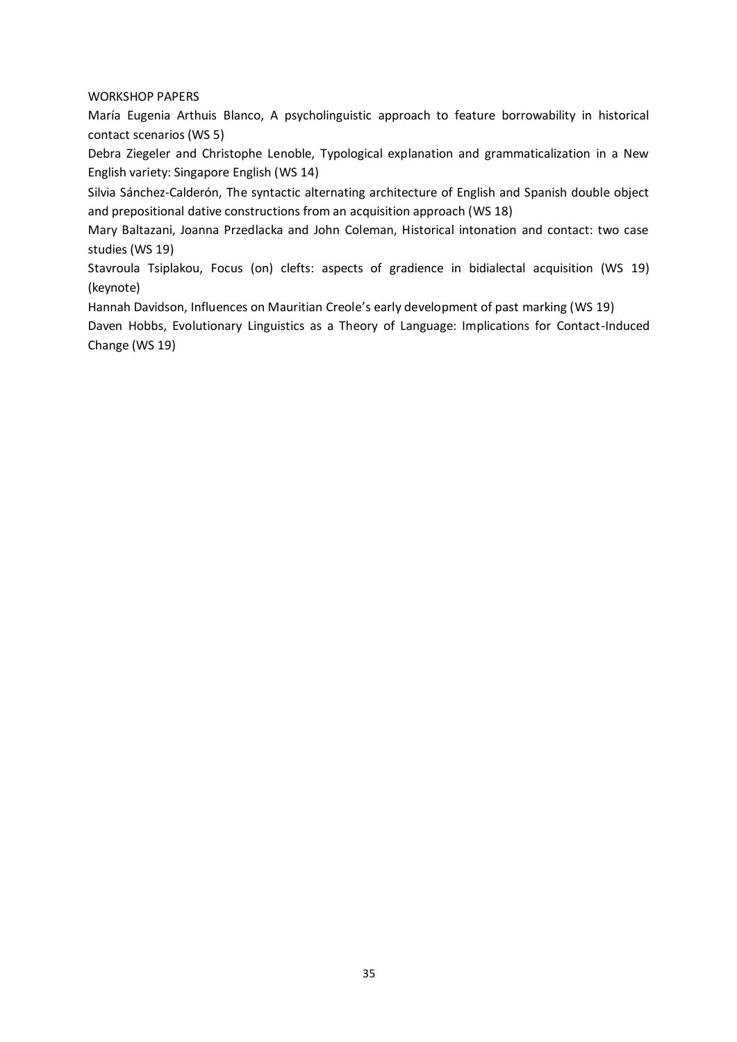WORKSHOP PAPERS

María Eugenia Arthuis Blanco, A psycholinguistic approach to feature borrowability in historical contact scenarios (WS 5)

Debra Ziegeler and Christophe Lenoble, Typological explanation and grammaticalization in a New English variety: Singapore English (WS 14)

Silvia Sánchez-Calderón, The syntactic alternating architecture of English and Spanish double object and prepositional dative constructions from an acquisition approach (WS 18)

Mary Baltazani, Joanna Przedlacka and John Coleman, Historical intonation and contact: two case studies (WS 19)

Stavroula Tsiplakou, Focus (on) clefts: aspects of gradience in bidialectal acquisition (WS 19) (keynote)

Hannah Davidson, Influences on Mauritian Creole's early development of past marking (WS 19)

Daven Hobbs, Evolutionary Linguistics as a Theory of Language: Implications for Contact-Induced Change (WS 19)